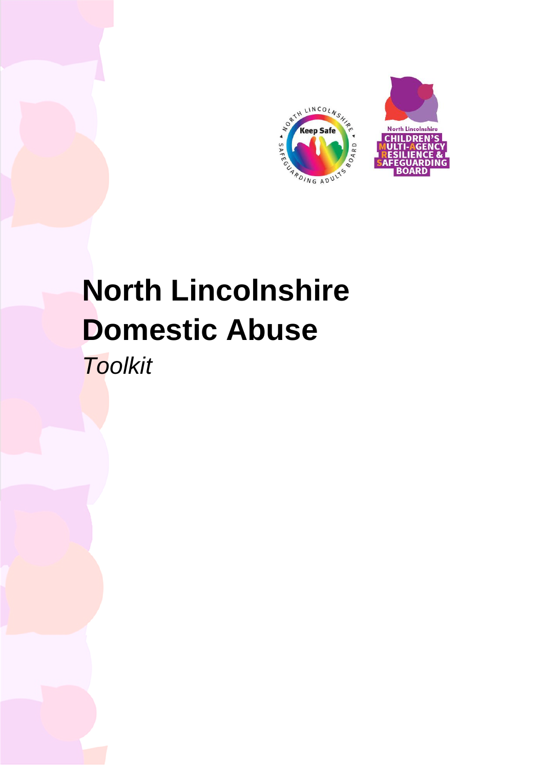# North Lincolnshire Domestic Abuse

*Toolkit*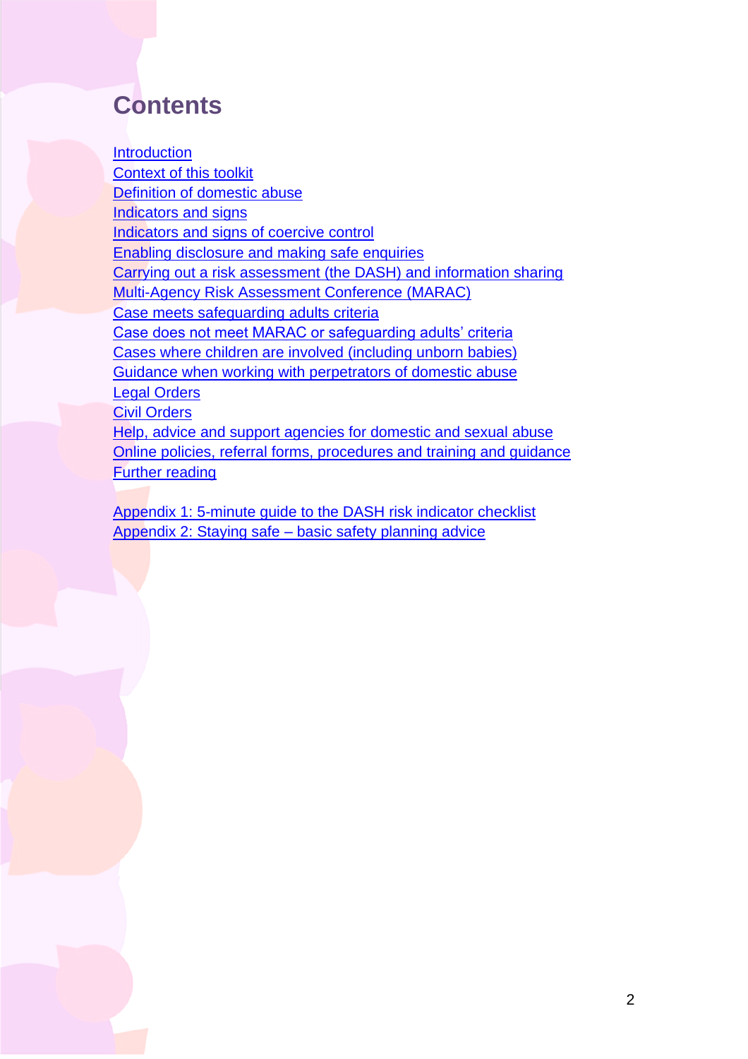# Contents

Introduction
Context of this toolkit
Definition of domestic abuse
Indicators and signs
Indicators and signs of coercive control
Enabling disclosure and making safe enquiries
Carrying out a risk assessment (the DASH) and information sharing
Multi-Agency Risk Assessment Conference (MARAC)
Case meets safeguarding adults criteria
Case does not meet MARAC or safeguarding adults' criteria
Cases where children are involved (including unborn babies)
Guidance when working with perpetrators of domestic abuse
Legal Orders
Civil Orders
Help, advice and support agencies for domestic and sexual abuse
Online policies, referral forms, procedures and training and guidance
Further reading

Appendix 1: 5-minute guide to the DASH risk indicator checklist
Appendix 2: Staying safe – basic safety planning advice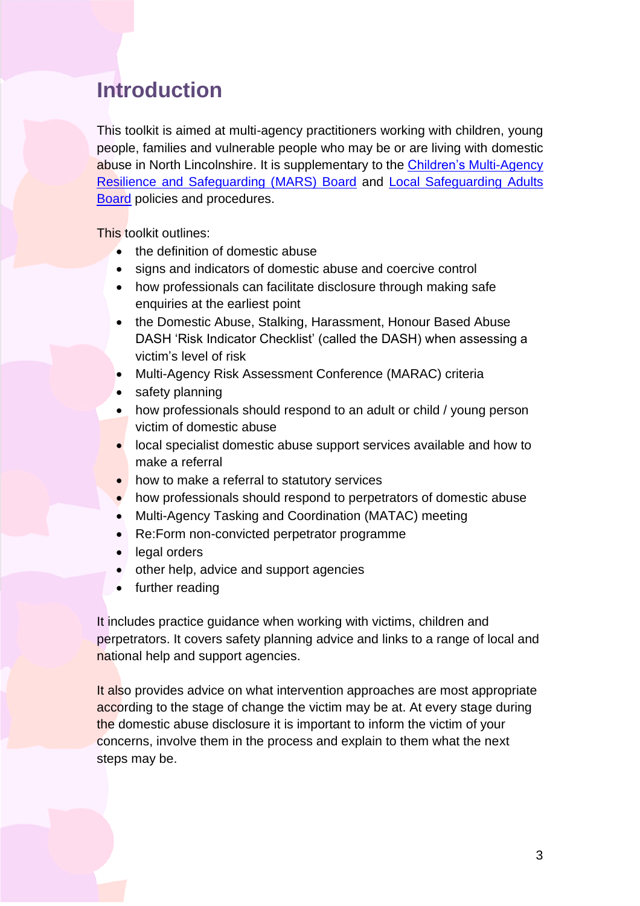# Introduction

This toolkit is aimed at multi-agency practitioners working with children, young people, families and vulnerable people who may be or are living with domestic abuse in North Lincolnshire. It is supplementary to the Children's Multi-Agency Resilience and Safeguarding (MARS) Board and Local Safeguarding Adults Board policies and procedures.

This toolkit outlines:

- the definition of domestic abuse
- signs and indicators of domestic abuse and coercive control
- how professionals can facilitate disclosure through making safe enquiries at the earliest point
- the Domestic Abuse, Stalking, Harassment, Honour Based Abuse DASH 'Risk Indicator Checklist' (called the DASH) when assessing a victim's level of risk
- Multi-Agency Risk Assessment Conference (MARAC) criteria
- safety planning
- how professionals should respond to an adult or child / young person victim of domestic abuse
- local specialist domestic abuse support services available and how to make a referral
- how to make a referral to statutory services
- how professionals should respond to perpetrators of domestic abuse
- Multi-Agency Tasking and Coordination (MATAC) meeting
- Re:Form non-convicted perpetrator programme
- legal orders
- other help, advice and support agencies
- further reading

It includes practice guidance when working with victims, children and perpetrators. It covers safety planning advice and links to a range of local and national help and support agencies.

It also provides advice on what intervention approaches are most appropriate according to the stage of change the victim may be at. At every stage during the domestic abuse disclosure it is important to inform the victim of your concerns, involve them in the process and explain to them what the next steps may be.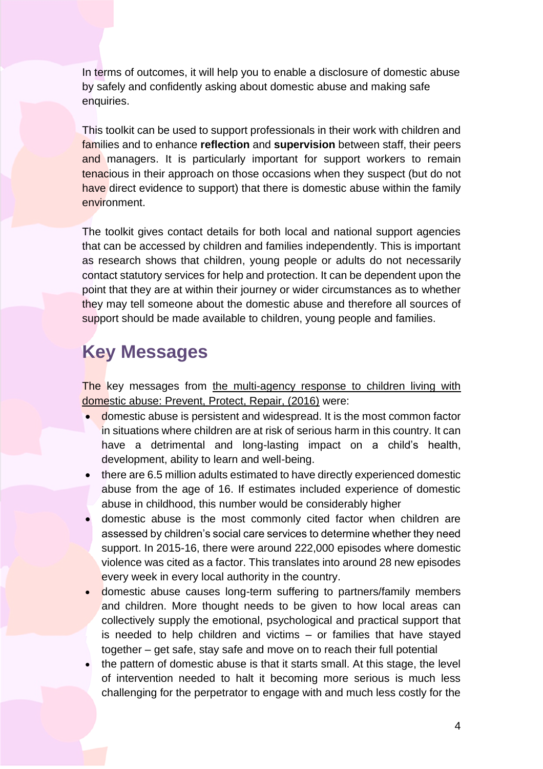In terms of outcomes, it will help you to enable a disclosure of domestic abuse by safely and confidently asking about domestic abuse and making safe enquiries.

This toolkit can be used to support professionals in their work with children and families and to enhance **reflection** and **supervision** between staff, their peers and managers. It is particularly important for support workers to remain tenacious in their approach on those occasions when they suspect (but do not have direct evidence to support) that there is domestic abuse within the family environment.

The toolkit gives contact details for both local and national support agencies that can be accessed by children and families independently. This is important as research shows that children, young people or adults do not necessarily contact statutory services for help and protection. It can be dependent upon the point that they are at within their journey or wider circumstances as to whether they may tell someone about the domestic abuse and therefore all sources of support should be made available to children, young people and families.

## Key Messages

The key messages from the multi-agency response to children living with domestic abuse: Prevent, Protect, Repair, (2016) were:

- domestic abuse is persistent and widespread. It is the most common factor in situations where children are at risk of serious harm in this country. It can have a detrimental and long-lasting impact on a child's health, development, ability to learn and well-being.
- there are 6.5 million adults estimated to have directly experienced domestic abuse from the age of 16. If estimates included experience of domestic abuse in childhood, this number would be considerably higher
- domestic abuse is the most commonly cited factor when children are assessed by children's social care services to determine whether they need support. In 2015-16, there were around 222,000 episodes where domestic violence was cited as a factor. This translates into around 28 new episodes every week in every local authority in the country.
- domestic abuse causes long-term suffering to partners/family members and children. More thought needs to be given to how local areas can collectively supply the emotional, psychological and practical support that is needed to help children and victims – or families that have stayed together – get safe, stay safe and move on to reach their full potential
- the pattern of domestic abuse is that it starts small. At this stage, the level of intervention needed to halt it becoming more serious is much less challenging for the perpetrator to engage with and much less costly for the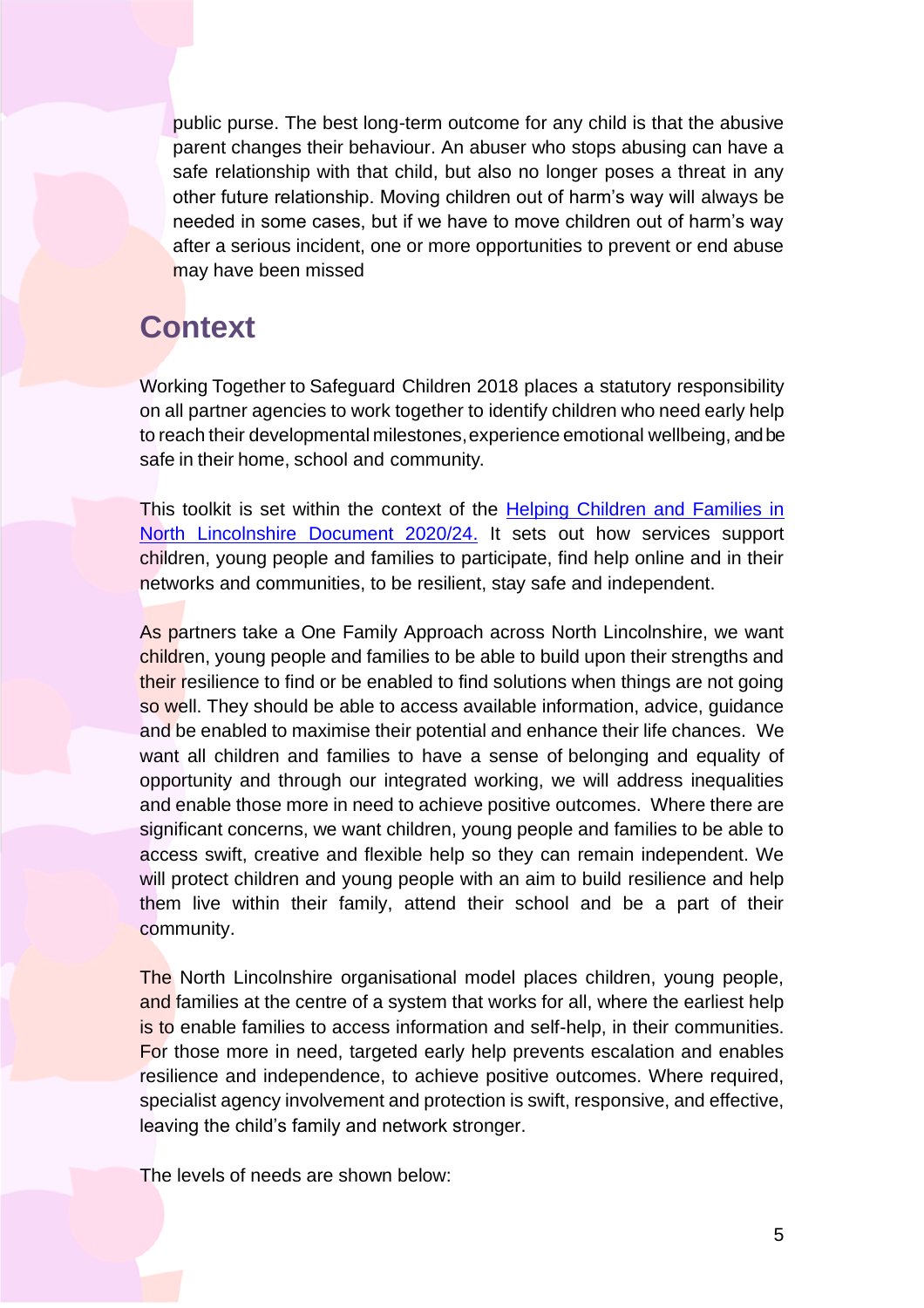public purse. The best long-term outcome for any child is that the abusive parent changes their behaviour. An abuser who stops abusing can have a safe relationship with that child, but also no longer poses a threat in any other future relationship. Moving children out of harm's way will always be needed in some cases, but if we have to move children out of harm's way after a serious incident, one or more opportunities to prevent or end abuse may have been missed

## Context

Working Together to Safeguard Children 2018 places a statutory responsibility on all partner agencies to work together to identify children who need early help to reach their developmental milestones, experience emotional wellbeing, and be safe in their home, school and community.

This toolkit is set within the context of the [Helping Children and Families in North Lincolnshire Document 2020/24.](#) It sets out how services support children, young people and families to participate, find help online and in their networks and communities, to be resilient, stay safe and independent.

As partners take a One Family Approach across North Lincolnshire, we want children, young people and families to be able to build upon their strengths and their resilience to find or be enabled to find solutions when things are not going so well. They should be able to access available information, advice, guidance and be enabled to maximise their potential and enhance their life chances. We want all children and families to have a sense of belonging and equality of opportunity and through our integrated working, we will address inequalities and enable those more in need to achieve positive outcomes. Where there are significant concerns, we want children, young people and families to be able to access swift, creative and flexible help so they can remain independent. We will protect children and young people with an aim to build resilience and help them live within their family, attend their school and be a part of their community.

The North Lincolnshire organisational model places children, young people, and families at the centre of a system that works for all, where the earliest help is to enable families to access information and self-help, in their communities. For those more in need, targeted early help prevents escalation and enables resilience and independence, to achieve positive outcomes. Where required, specialist agency involvement and protection is swift, responsive, and effective, leaving the child's family and network stronger.

The levels of needs are shown below: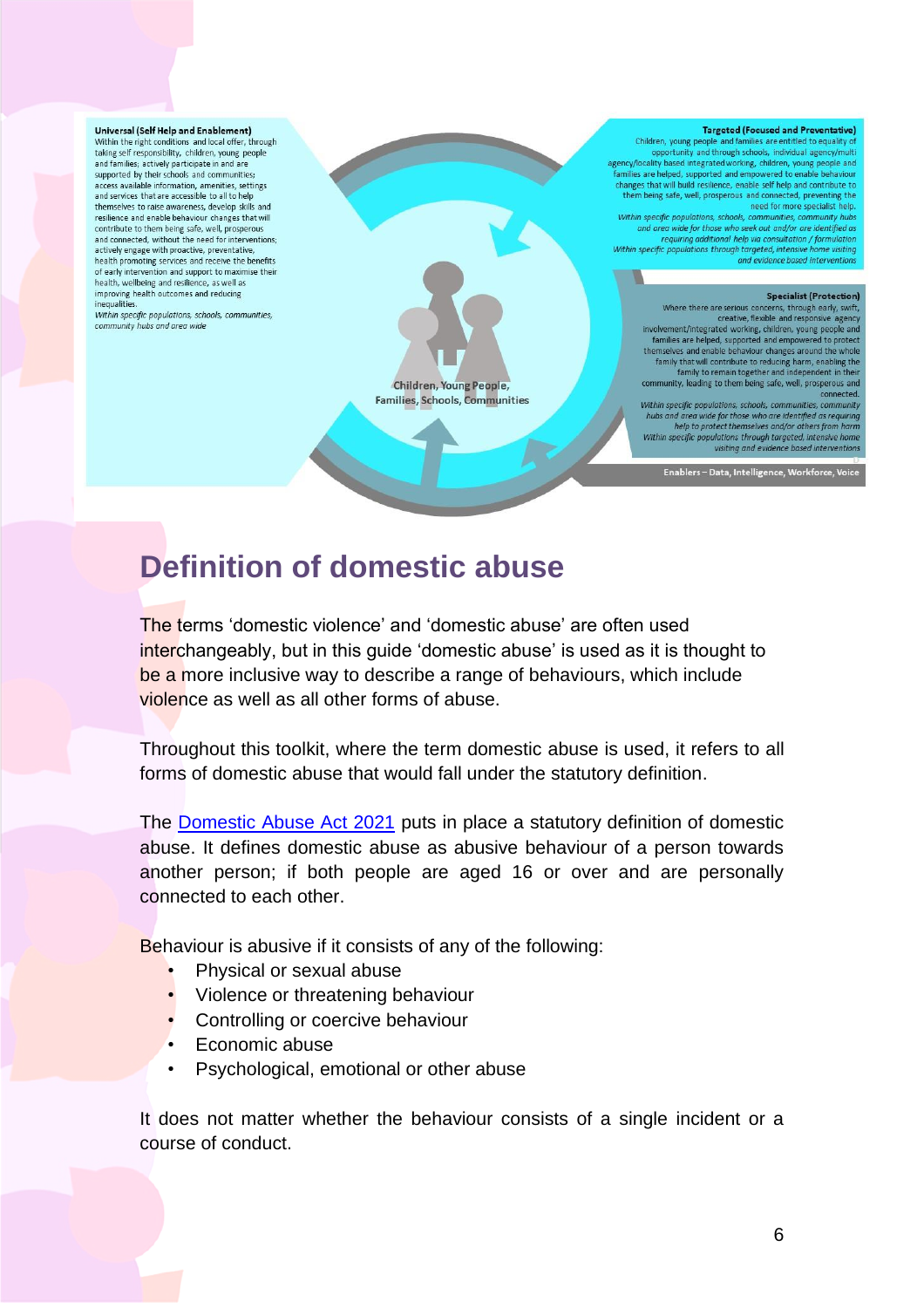**Universal (Self Help and Enablement)**
Within the right conditions and local offer, through taking self responsibility, children, young people and families; actively participate in and are supported by their schools and communities; access available information, amenities, settings and services that are accessible to all to help themselves to raise awareness, develop skills and resilience and enable behaviour changes that will contribute to them being safe, well, prosperous and connected, without the need for interventions; actively engage with proactive, preventative, health promoting services and receive the benefits of early intervention and support to maximise their health, wellbeing and resilience, as well as improving health outcomes and reducing inequalities.
*Within specific populations, schools, communities, community hubs and area wide*

**Targeted (Focused and Preventative)**
Children, young people and families are entitled to equality of opportunity and through schools, individual agency/multi agency/locality based integrated working, children, young people and families are helped, supported and empowered to enable behaviour changes that will build resilience, enable self help and contribute to them being safe, well, prosperous and connected, preventing the need for more specialist help.
*Within specific populations, schools, communities, community hubs and area wide for those who seek out and/or are identified as requiring additional help via consultation / formulation*
*Within specific populations through targeted, intensive home visiting and evidence based interventions*

**Specialist (Protection)**
Where there are serious concerns, through early, swift, creative, flexible and responsive agency involvement/integrated working, children, young people and families are helped, supported and empowered to protect themselves and enable behaviour changes around the whole family that will contribute to reducing harm, enabling the family to remain together and independent in their community, leading to them being safe, well, prosperous and connected.
*Within specific populations, schools, communities, community hubs and area wide for those who are identified as requiring help to protect themselves and/or others from harm*
*Within specific populations through targeted, intensive home visiting and evidence based interventions*

Children, Young People, Families, Schools, Communities

Enablers – Data, Intelligence, Workforce, Voice

# Definition of domestic abuse

The terms 'domestic violence' and 'domestic abuse' are often used interchangeably, but in this guide 'domestic abuse' is used as it is thought to be a more inclusive way to describe a range of behaviours, which include violence as well as all other forms of abuse.

Throughout this toolkit, where the term domestic abuse is used, it refers to all forms of domestic abuse that would fall under the statutory definition.

The Domestic Abuse Act 2021 puts in place a statutory definition of domestic abuse. It defines domestic abuse as abusive behaviour of a person towards another person; if both people are aged 16 or over and are personally connected to each other.

Behaviour is abusive if it consists of any of the following:

- Physical or sexual abuse
- Violence or threatening behaviour
- Controlling or coercive behaviour
- Economic abuse
- Psychological, emotional or other abuse

It does not matter whether the behaviour consists of a single incident or a course of conduct.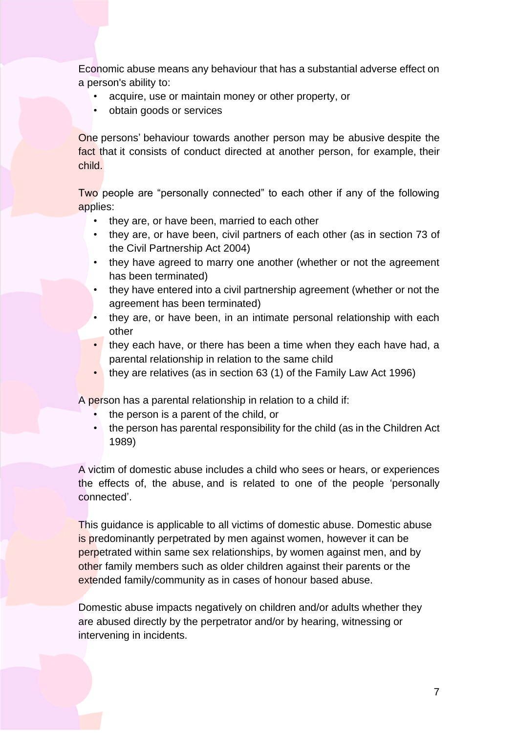Economic abuse means any behaviour that has a substantial adverse effect on a person's ability to:

- acquire, use or maintain money or other property, or
- obtain goods or services

One persons' behaviour towards another person may be abusive despite the fact that it consists of conduct directed at another person, for example, their child.

Two people are "personally connected" to each other if any of the following applies:

- they are, or have been, married to each other
- they are, or have been, civil partners of each other (as in section 73 of the Civil Partnership Act 2004)
- they have agreed to marry one another (whether or not the agreement has been terminated)
- they have entered into a civil partnership agreement (whether or not the agreement has been terminated)
- they are, or have been, in an intimate personal relationship with each other
- they each have, or there has been a time when they each have had, a parental relationship in relation to the same child
- they are relatives (as in section 63 (1) of the Family Law Act 1996)

A person has a parental relationship in relation to a child if:

- the person is a parent of the child, or
- the person has parental responsibility for the child (as in the Children Act 1989)

A victim of domestic abuse includes a child who sees or hears, or experiences the effects of, the abuse, and is related to one of the people 'personally connected'.

This guidance is applicable to all victims of domestic abuse. Domestic abuse is predominantly perpetrated by men against women, however it can be perpetrated within same sex relationships, by women against men, and by other family members such as older children against their parents or the extended family/community as in cases of honour based abuse.

Domestic abuse impacts negatively on children and/or adults whether they are abused directly by the perpetrator and/or by hearing, witnessing or intervening in incidents.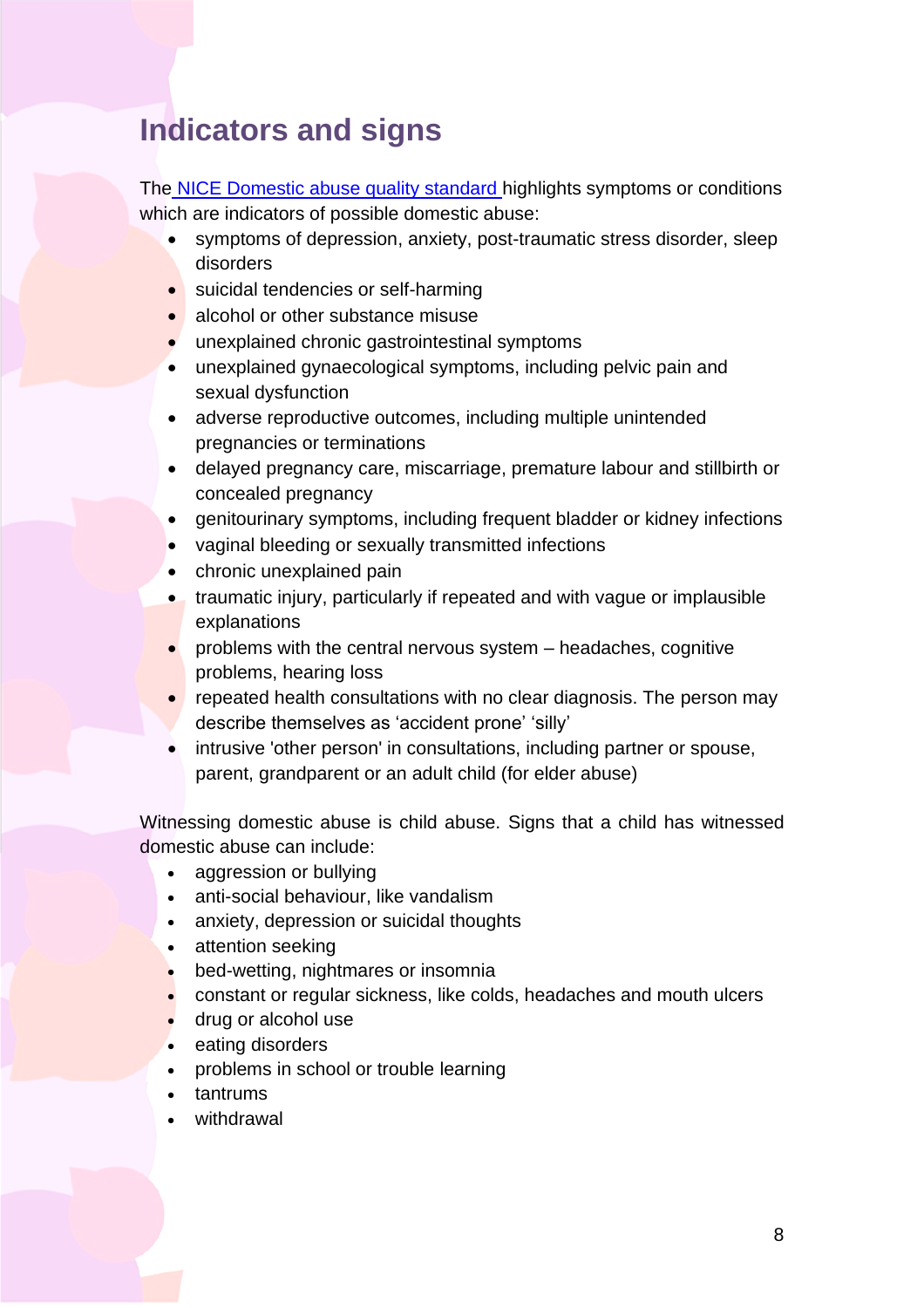# Indicators and signs

The [NICE Domestic abuse quality standard](#) highlights symptoms or conditions which are indicators of possible domestic abuse:

- symptoms of depression, anxiety, post-traumatic stress disorder, sleep disorders
- suicidal tendencies or self-harming
- alcohol or other substance misuse
- unexplained chronic gastrointestinal symptoms
- unexplained gynaecological symptoms, including pelvic pain and sexual dysfunction
- adverse reproductive outcomes, including multiple unintended pregnancies or terminations
- delayed pregnancy care, miscarriage, premature labour and stillbirth or concealed pregnancy
- genitourinary symptoms, including frequent bladder or kidney infections
- vaginal bleeding or sexually transmitted infections
- chronic unexplained pain
- traumatic injury, particularly if repeated and with vague or implausible explanations
- problems with the central nervous system – headaches, cognitive problems, hearing loss
- repeated health consultations with no clear diagnosis. The person may describe themselves as 'accident prone' 'silly'
- intrusive 'other person' in consultations, including partner or spouse, parent, grandparent or an adult child (for elder abuse)

Witnessing domestic abuse is child abuse. Signs that a child has witnessed domestic abuse can include:

- aggression or bullying
- anti-social behaviour, like vandalism
- anxiety, depression or suicidal thoughts
- attention seeking
- bed-wetting, nightmares or insomnia
- constant or regular sickness, like colds, headaches and mouth ulcers
- drug or alcohol use
- eating disorders
- problems in school or trouble learning
- tantrums
- withdrawal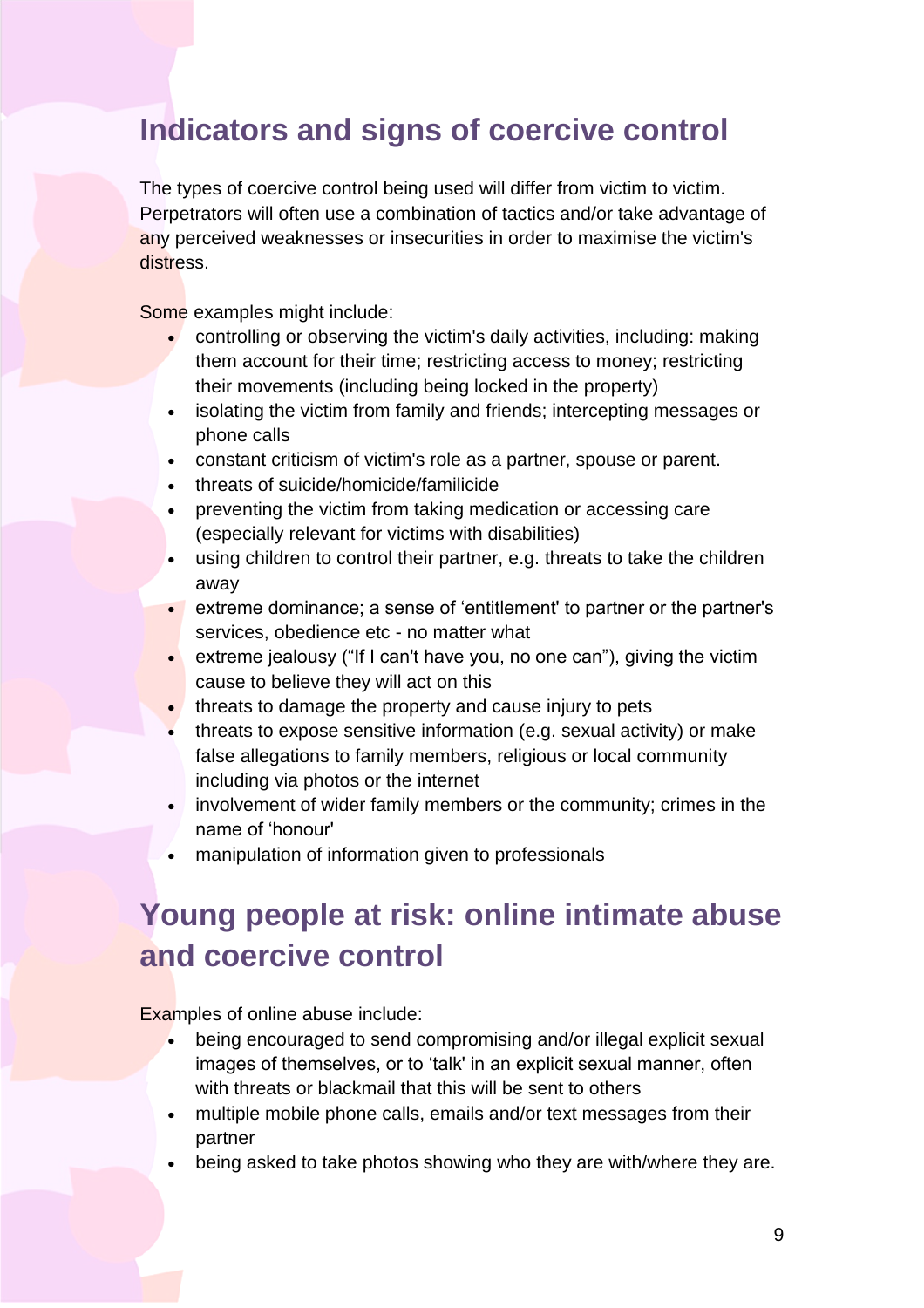# Indicators and signs of coercive control

The types of coercive control being used will differ from victim to victim. Perpetrators will often use a combination of tactics and/or take advantage of any perceived weaknesses or insecurities in order to maximise the victim's distress.

Some examples might include:

- controlling or observing the victim's daily activities, including: making them account for their time; restricting access to money; restricting their movements (including being locked in the property)
- isolating the victim from family and friends; intercepting messages or phone calls
- constant criticism of victim's role as a partner, spouse or parent.
- threats of suicide/homicide/familicide
- preventing the victim from taking medication or accessing care (especially relevant for victims with disabilities)
- using children to control their partner, e.g. threats to take the children away
- extreme dominance; a sense of 'entitlement' to partner or the partner's services, obedience etc - no matter what
- extreme jealousy ("If I can't have you, no one can"), giving the victim cause to believe they will act on this
- threats to damage the property and cause injury to pets
- threats to expose sensitive information (e.g. sexual activity) or make false allegations to family members, religious or local community including via photos or the internet
- involvement of wider family members or the community; crimes in the name of 'honour'
- manipulation of information given to professionals

# Young people at risk: online intimate abuse and coercive control

Examples of online abuse include:

- being encouraged to send compromising and/or illegal explicit sexual images of themselves, or to 'talk' in an explicit sexual manner, often with threats or blackmail that this will be sent to others
- multiple mobile phone calls, emails and/or text messages from their partner
- being asked to take photos showing who they are with/where they are.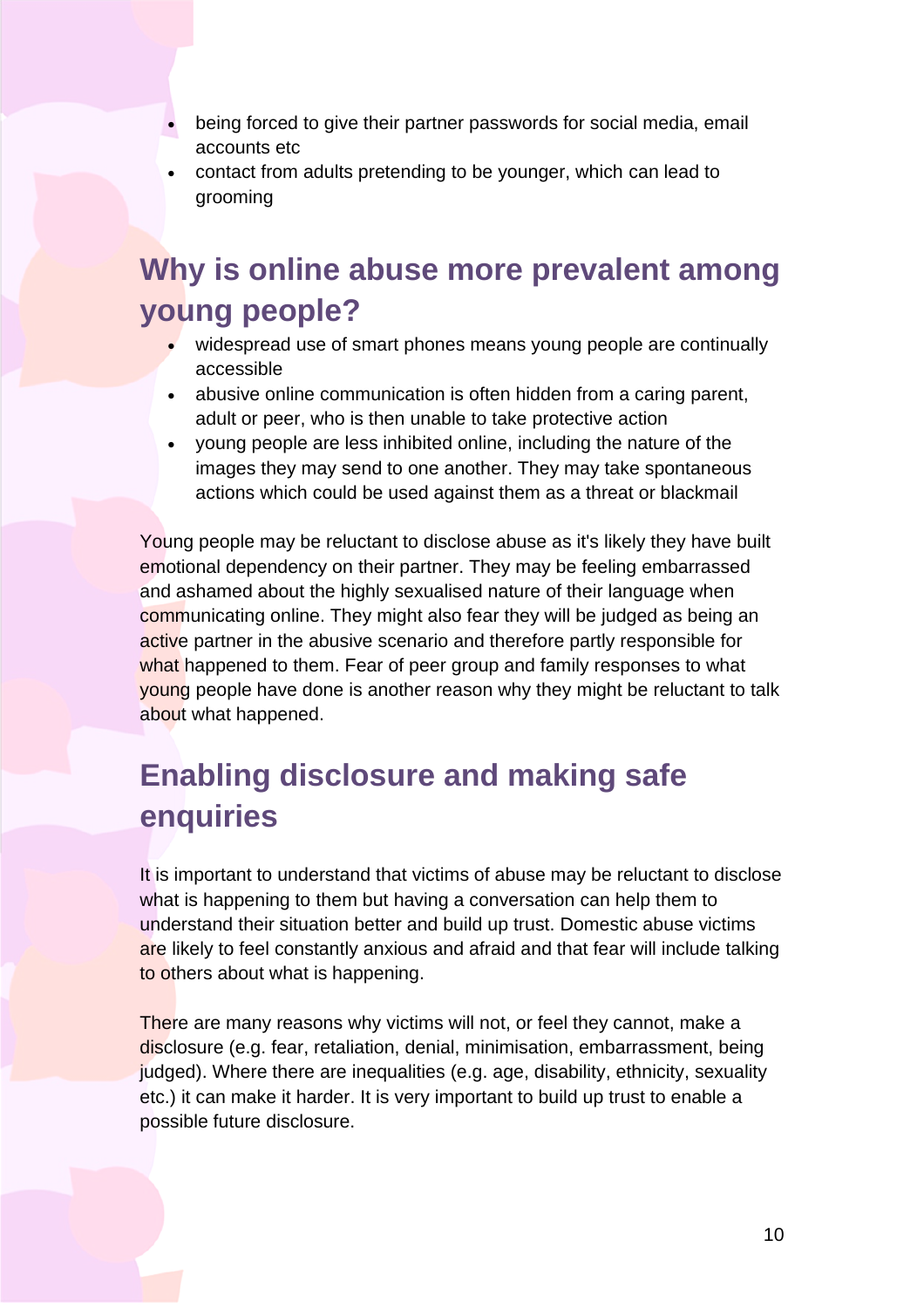- being forced to give their partner passwords for social media, email accounts etc
- contact from adults pretending to be younger, which can lead to grooming

## Why is online abuse more prevalent among young people?

- widespread use of smart phones means young people are continually accessible
- abusive online communication is often hidden from a caring parent, adult or peer, who is then unable to take protective action
- young people are less inhibited online, including the nature of the images they may send to one another. They may take spontaneous actions which could be used against them as a threat or blackmail

Young people may be reluctant to disclose abuse as it's likely they have built emotional dependency on their partner. They may be feeling embarrassed and ashamed about the highly sexualised nature of their language when communicating online. They might also fear they will be judged as being an active partner in the abusive scenario and therefore partly responsible for what happened to them. Fear of peer group and family responses to what young people have done is another reason why they might be reluctant to talk about what happened.

## Enabling disclosure and making safe enquiries

It is important to understand that victims of abuse may be reluctant to disclose what is happening to them but having a conversation can help them to understand their situation better and build up trust. Domestic abuse victims are likely to feel constantly anxious and afraid and that fear will include talking to others about what is happening.

There are many reasons why victims will not, or feel they cannot, make a disclosure (e.g. fear, retaliation, denial, minimisation, embarrassment, being judged). Where there are inequalities (e.g. age, disability, ethnicity, sexuality etc.) it can make it harder. It is very important to build up trust to enable a possible future disclosure.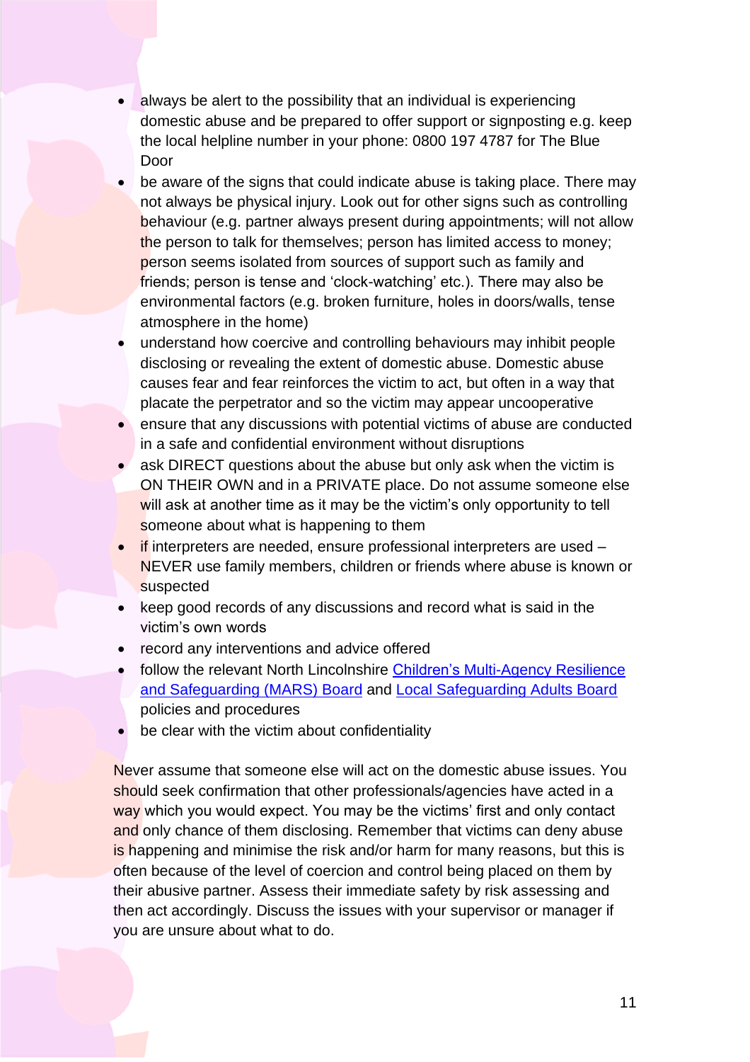- always be alert to the possibility that an individual is experiencing domestic abuse and be prepared to offer support or signposting e.g. keep the local helpline number in your phone: 0800 197 4787 for The Blue Door
- be aware of the signs that could indicate abuse is taking place. There may not always be physical injury. Look out for other signs such as controlling behaviour (e.g. partner always present during appointments; will not allow the person to talk for themselves; person has limited access to money; person seems isolated from sources of support such as family and friends; person is tense and 'clock-watching' etc.). There may also be environmental factors (e.g. broken furniture, holes in doors/walls, tense atmosphere in the home)
- understand how coercive and controlling behaviours may inhibit people disclosing or revealing the extent of domestic abuse. Domestic abuse causes fear and fear reinforces the victim to act, but often in a way that placate the perpetrator and so the victim may appear uncooperative
- ensure that any discussions with potential victims of abuse are conducted in a safe and confidential environment without disruptions
- ask DIRECT questions about the abuse but only ask when the victim is ON THEIR OWN and in a PRIVATE place. Do not assume someone else will ask at another time as it may be the victim's only opportunity to tell someone about what is happening to them
- if interpreters are needed, ensure professional interpreters are used – NEVER use family members, children or friends where abuse is known or suspected
- keep good records of any discussions and record what is said in the victim's own words
- record any interventions and advice offered
- follow the relevant North Lincolnshire [Children's Multi-Agency Resilience and Safeguarding (MARS) Board]() and [Local Safeguarding Adults Board]() policies and procedures
- be clear with the victim about confidentiality

Never assume that someone else will act on the domestic abuse issues. You should seek confirmation that other professionals/agencies have acted in a way which you would expect. You may be the victims' first and only contact and only chance of them disclosing. Remember that victims can deny abuse is happening and minimise the risk and/or harm for many reasons, but this is often because of the level of coercion and control being placed on them by their abusive partner. Assess their immediate safety by risk assessing and then act accordingly. Discuss the issues with your supervisor or manager if you are unsure about what to do.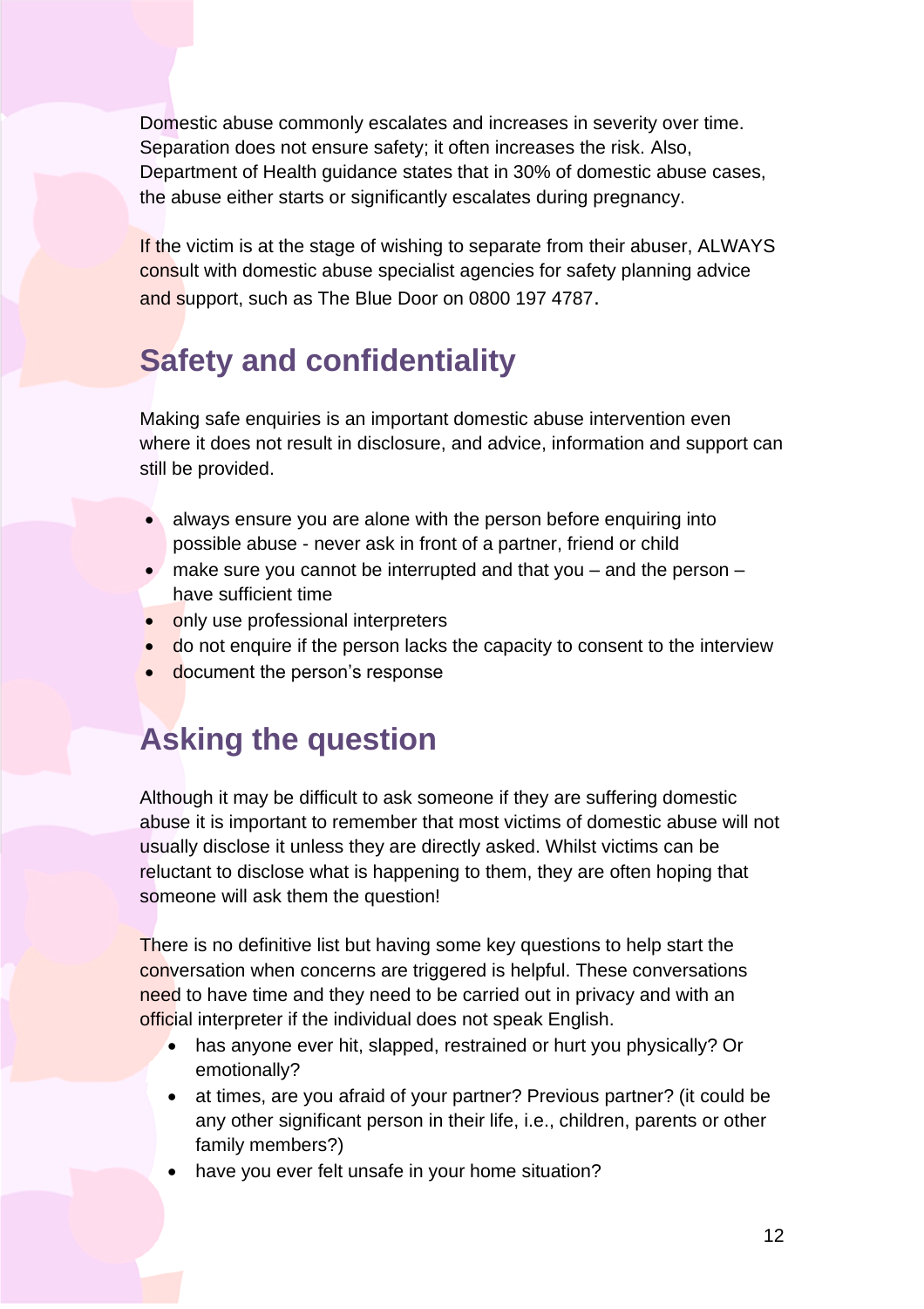Domestic abuse commonly escalates and increases in severity over time. Separation does not ensure safety; it often increases the risk. Also, Department of Health guidance states that in 30% of domestic abuse cases, the abuse either starts or significantly escalates during pregnancy.

If the victim is at the stage of wishing to separate from their abuser, ALWAYS consult with domestic abuse specialist agencies for safety planning advice and support, such as The Blue Door on 0800 197 4787.

## Safety and confidentiality

Making safe enquiries is an important domestic abuse intervention even where it does not result in disclosure, and advice, information and support can still be provided.

- always ensure you are alone with the person before enquiring into possible abuse - never ask in front of a partner, friend or child
- make sure you cannot be interrupted and that you – and the person – have sufficient time
- only use professional interpreters
- do not enquire if the person lacks the capacity to consent to the interview
- document the person's response

## Asking the question

Although it may be difficult to ask someone if they are suffering domestic abuse it is important to remember that most victims of domestic abuse will not usually disclose it unless they are directly asked. Whilst victims can be reluctant to disclose what is happening to them, they are often hoping that someone will ask them the question!

There is no definitive list but having some key questions to help start the conversation when concerns are triggered is helpful. These conversations need to have time and they need to be carried out in privacy and with an official interpreter if the individual does not speak English.

- has anyone ever hit, slapped, restrained or hurt you physically? Or emotionally?
- at times, are you afraid of your partner? Previous partner? (it could be any other significant person in their life, i.e., children, parents or other family members?)
- have you ever felt unsafe in your home situation?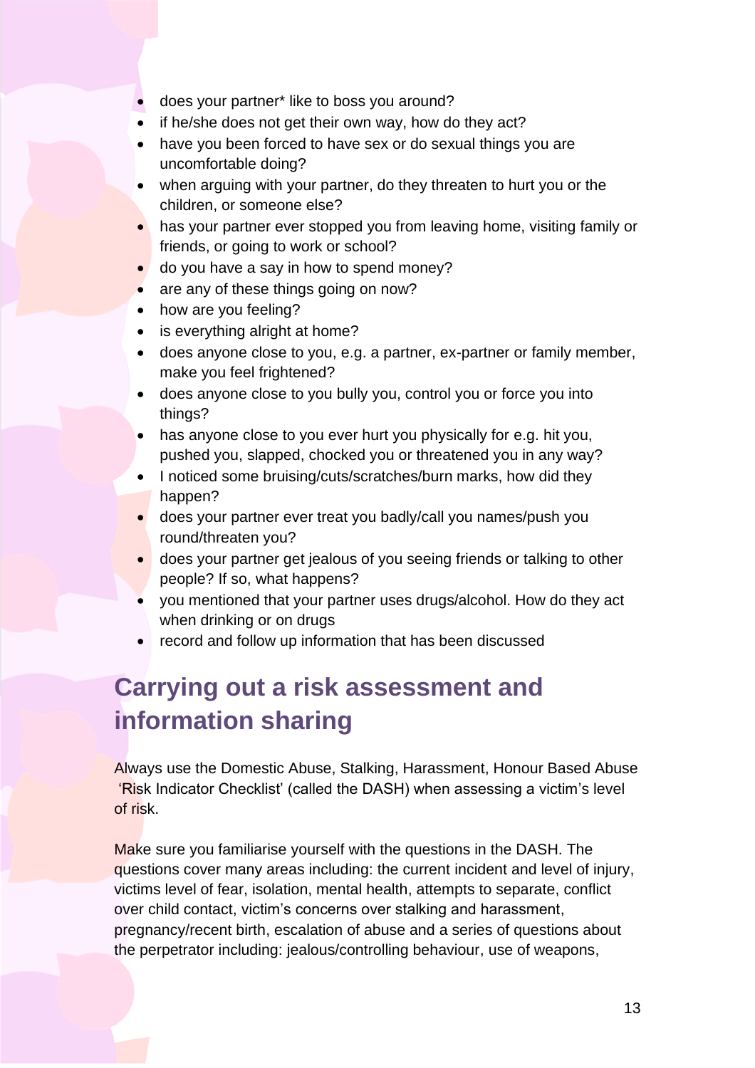- does your partner* like to boss you around?
- if he/she does not get their own way, how do they act?
- have you been forced to have sex or do sexual things you are uncomfortable doing?
- when arguing with your partner, do they threaten to hurt you or the children, or someone else?
- has your partner ever stopped you from leaving home, visiting family or friends, or going to work or school?
- do you have a say in how to spend money?
- are any of these things going on now?
- how are you feeling?
- is everything alright at home?
- does anyone close to you, e.g. a partner, ex-partner or family member, make you feel frightened?
- does anyone close to you bully you, control you or force you into things?
- has anyone close to you ever hurt you physically for e.g. hit you, pushed you, slapped, chocked you or threatened you in any way?
- I noticed some bruising/cuts/scratches/burn marks, how did they happen?
- does your partner ever treat you badly/call you names/push you round/threaten you?
- does your partner get jealous of you seeing friends or talking to other people? If so, what happens?
- you mentioned that your partner uses drugs/alcohol. How do they act when drinking or on drugs
- record and follow up information that has been discussed

## Carrying out a risk assessment and information sharing

Always use the Domestic Abuse, Stalking, Harassment, Honour Based Abuse 'Risk Indicator Checklist' (called the DASH) when assessing a victim's level of risk.

Make sure you familiarise yourself with the questions in the DASH. The questions cover many areas including: the current incident and level of injury, victims level of fear, isolation, mental health, attempts to separate, conflict over child contact, victim's concerns over stalking and harassment, pregnancy/recent birth, escalation of abuse and a series of questions about the perpetrator including: jealous/controlling behaviour, use of weapons,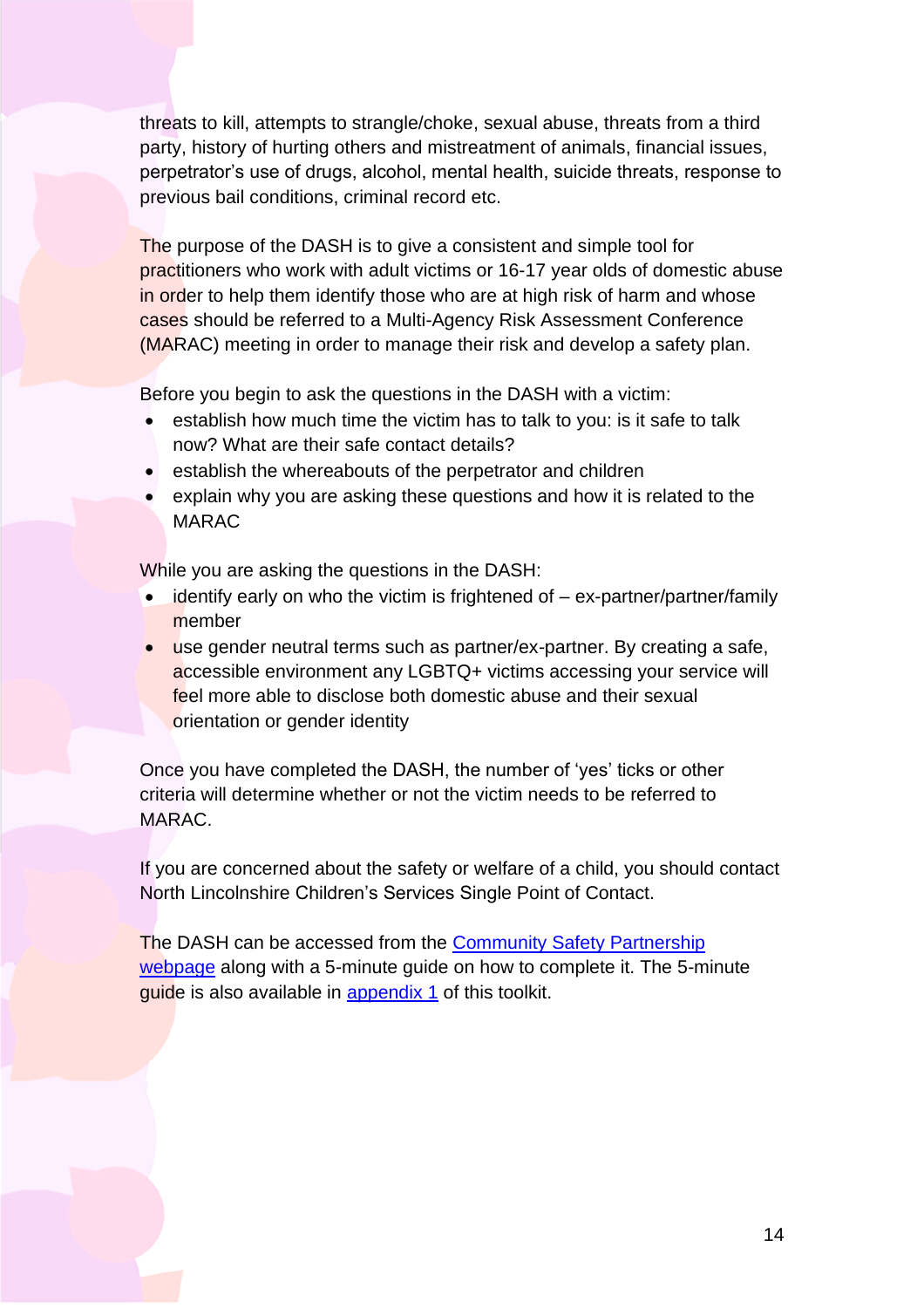threats to kill, attempts to strangle/choke, sexual abuse, threats from a third party, history of hurting others and mistreatment of animals, financial issues, perpetrator's use of drugs, alcohol, mental health, suicide threats, response to previous bail conditions, criminal record etc.

The purpose of the DASH is to give a consistent and simple tool for practitioners who work with adult victims or 16-17 year olds of domestic abuse in order to help them identify those who are at high risk of harm and whose cases should be referred to a Multi-Agency Risk Assessment Conference (MARAC) meeting in order to manage their risk and develop a safety plan.

Before you begin to ask the questions in the DASH with a victim:

- establish how much time the victim has to talk to you: is it safe to talk now? What are their safe contact details?
- establish the whereabouts of the perpetrator and children
- explain why you are asking these questions and how it is related to the MARAC

While you are asking the questions in the DASH:

- identify early on who the victim is frightened of – ex-partner/partner/family member
- use gender neutral terms such as partner/ex-partner. By creating a safe, accessible environment any LGBTQ+ victims accessing your service will feel more able to disclose both domestic abuse and their sexual orientation or gender identity

Once you have completed the DASH, the number of 'yes' ticks or other criteria will determine whether or not the victim needs to be referred to MARAC.

If you are concerned about the safety or welfare of a child, you should contact North Lincolnshire Children's Services Single Point of Contact.

The DASH can be accessed from the [Community Safety Partnership webpage] along with a 5-minute guide on how to complete it. The 5-minute guide is also available in [appendix 1] of this toolkit.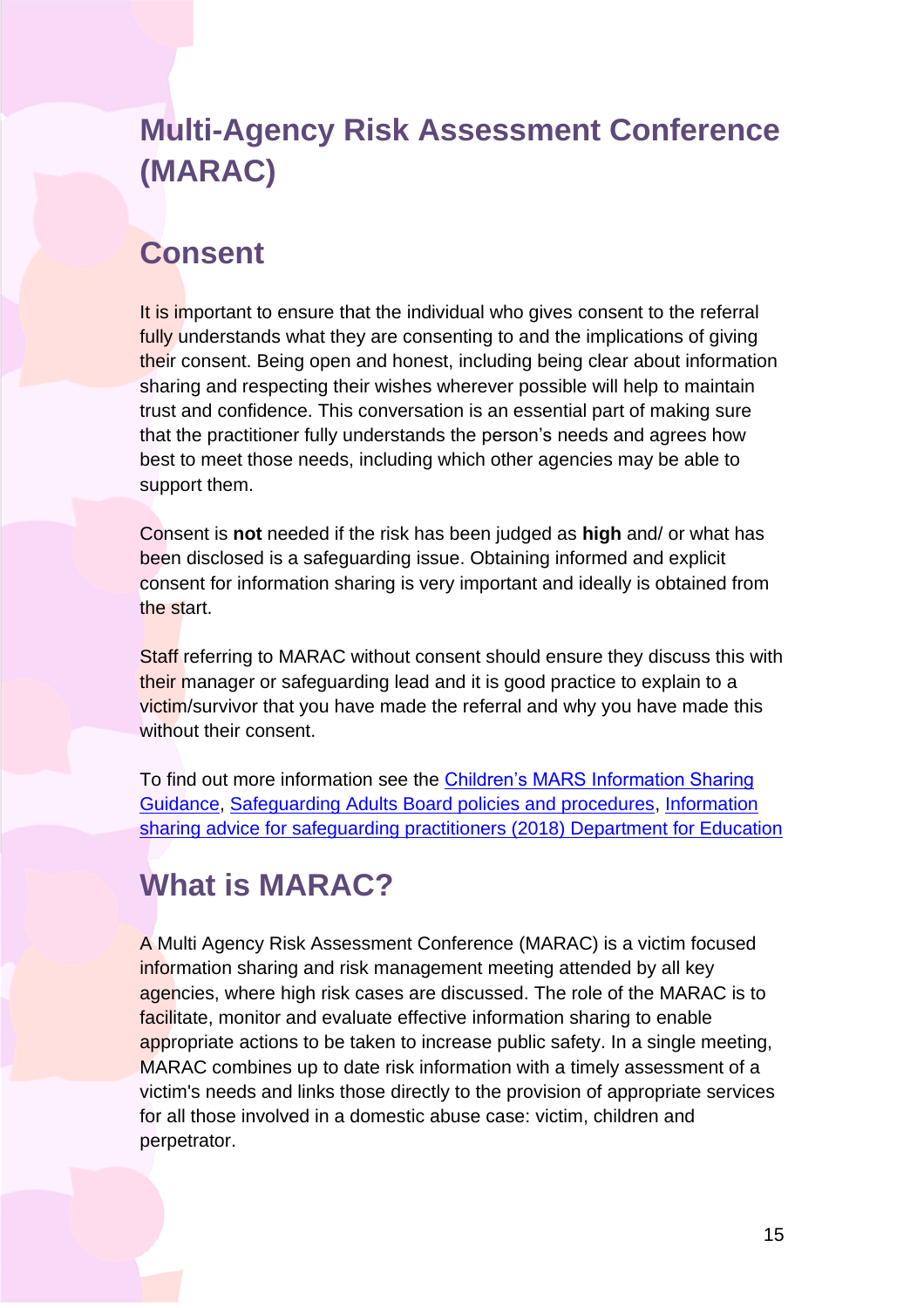# Multi-Agency Risk Assessment Conference (MARAC)

## Consent

It is important to ensure that the individual who gives consent to the referral fully understands what they are consenting to and the implications of giving their consent. Being open and honest, including being clear about information sharing and respecting their wishes wherever possible will help to maintain trust and confidence. This conversation is an essential part of making sure that the practitioner fully understands the person's needs and agrees how best to meet those needs, including which other agencies may be able to support them.

Consent is **not** needed if the risk has been judged as **high** and/ or what has been disclosed is a safeguarding issue. Obtaining informed and explicit consent for information sharing is very important and ideally is obtained from the start.

Staff referring to MARAC without consent should ensure they discuss this with their manager or safeguarding lead and it is good practice to explain to a victim/survivor that you have made the referral and why you have made this without their consent.

To find out more information see the Children's MARS Information Sharing Guidance, Safeguarding Adults Board policies and procedures, Information sharing advice for safeguarding practitioners (2018) Department for Education

## What is MARAC?

A Multi Agency Risk Assessment Conference (MARAC) is a victim focused information sharing and risk management meeting attended by all key agencies, where high risk cases are discussed. The role of the MARAC is to facilitate, monitor and evaluate effective information sharing to enable appropriate actions to be taken to increase public safety. In a single meeting, MARAC combines up to date risk information with a timely assessment of a victim's needs and links those directly to the provision of appropriate services for all those involved in a domestic abuse case: victim, children and perpetrator.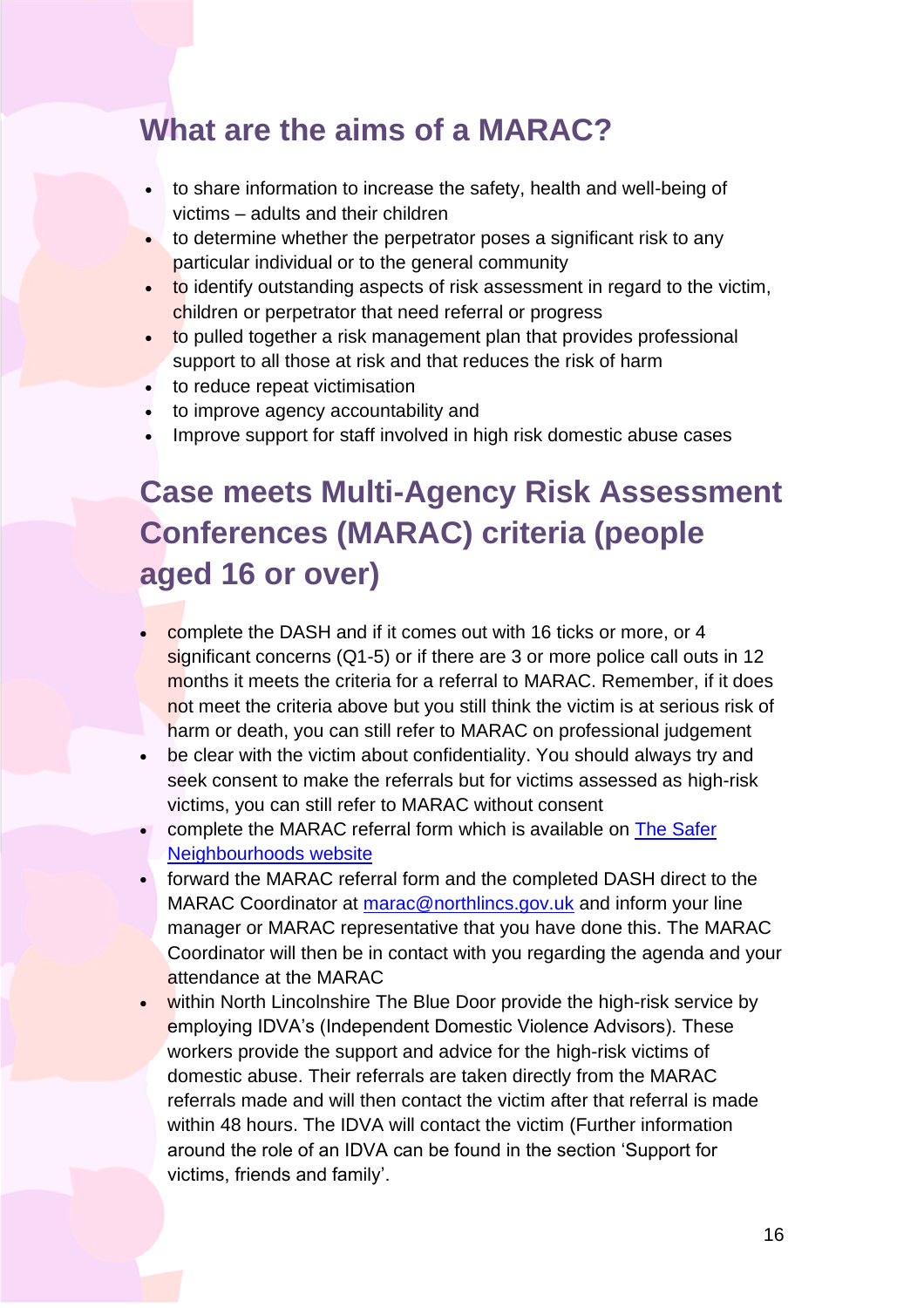## What are the aims of a MARAC?

- to share information to increase the safety, health and well-being of victims – adults and their children
- to determine whether the perpetrator poses a significant risk to any particular individual or to the general community
- to identify outstanding aspects of risk assessment in regard to the victim, children or perpetrator that need referral or progress
- to pulled together a risk management plan that provides professional support to all those at risk and that reduces the risk of harm
- to reduce repeat victimisation
- to improve agency accountability and
- Improve support for staff involved in high risk domestic abuse cases

## Case meets Multi-Agency Risk Assessment Conferences (MARAC) criteria (people aged 16 or over)

- complete the DASH and if it comes out with 16 ticks or more, or 4 significant concerns (Q1-5) or if there are 3 or more police call outs in 12 months it meets the criteria for a referral to MARAC. Remember, if it does not meet the criteria above but you still think the victim is at serious risk of harm or death, you can still refer to MARAC on professional judgement
- be clear with the victim about confidentiality. You should always try and seek consent to make the referrals but for victims assessed as high-risk victims, you can still refer to MARAC without consent
- complete the MARAC referral form which is available on [The Safer Neighbourhoods website]()
- forward the MARAC referral form and the completed DASH direct to the MARAC Coordinator at [marac@northlincs.gov.uk](mailto:marac@northlincs.gov.uk) and inform your line manager or MARAC representative that you have done this. The MARAC Coordinator will then be in contact with you regarding the agenda and your attendance at the MARAC
- within North Lincolnshire The Blue Door provide the high-risk service by employing IDVA's (Independent Domestic Violence Advisors). These workers provide the support and advice for the high-risk victims of domestic abuse. Their referrals are taken directly from the MARAC referrals made and will then contact the victim after that referral is made within 48 hours. The IDVA will contact the victim (Further information around the role of an IDVA can be found in the section 'Support for victims, friends and family'.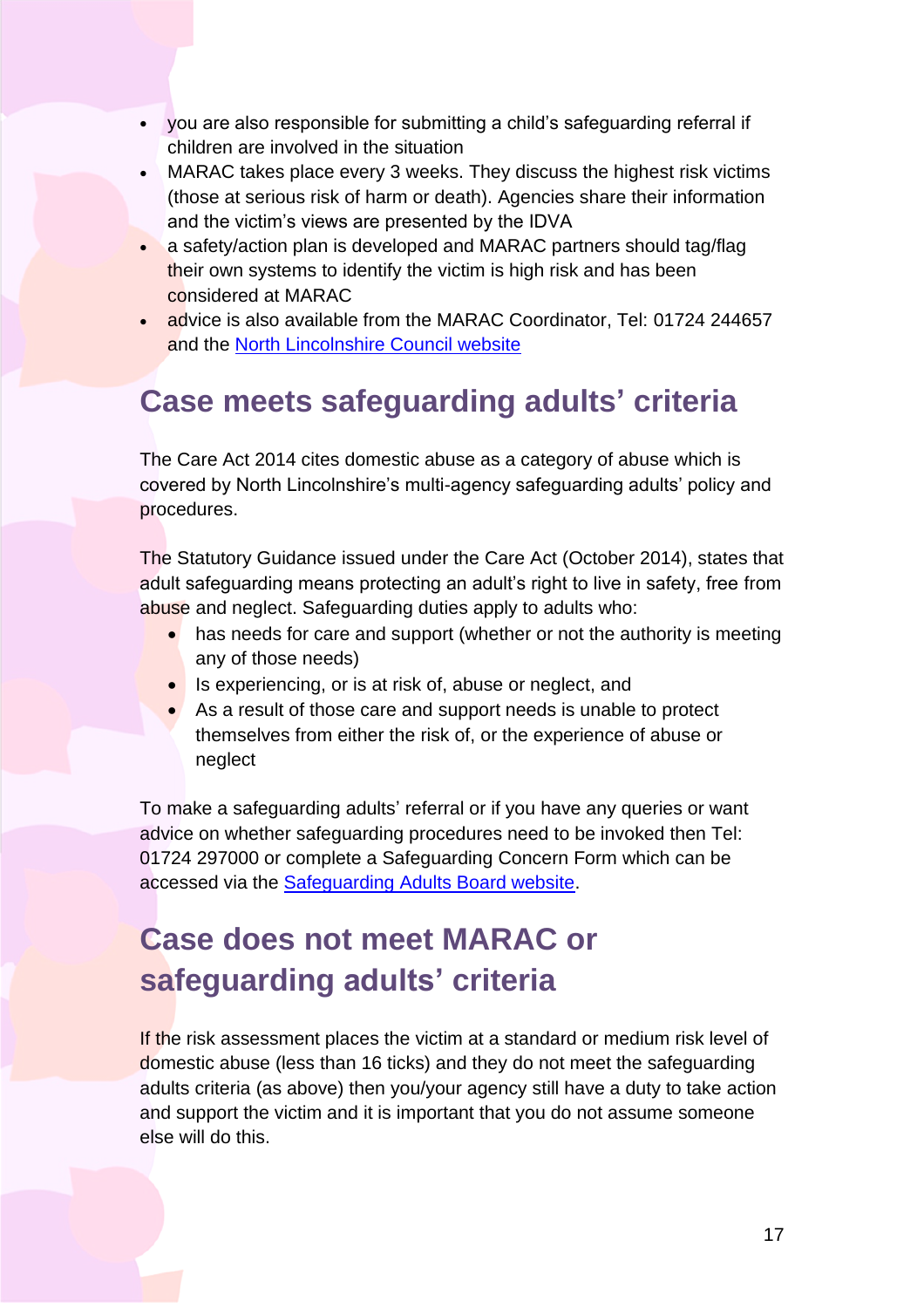- you are also responsible for submitting a child's safeguarding referral if children are involved in the situation
- MARAC takes place every 3 weeks. They discuss the highest risk victims (those at serious risk of harm or death). Agencies share their information and the victim's views are presented by the IDVA
- a safety/action plan is developed and MARAC partners should tag/flag their own systems to identify the victim is high risk and has been considered at MARAC
- advice is also available from the MARAC Coordinator, Tel: 01724 244657 and the North Lincolnshire Council website

## Case meets safeguarding adults' criteria

The Care Act 2014 cites domestic abuse as a category of abuse which is covered by North Lincolnshire's multi-agency safeguarding adults' policy and procedures.

The Statutory Guidance issued under the Care Act (October 2014), states that adult safeguarding means protecting an adult's right to live in safety, free from abuse and neglect. Safeguarding duties apply to adults who:

- has needs for care and support (whether or not the authority is meeting any of those needs)
- Is experiencing, or is at risk of, abuse or neglect, and
- As a result of those care and support needs is unable to protect themselves from either the risk of, or the experience of abuse or neglect

To make a safeguarding adults' referral or if you have any queries or want advice on whether safeguarding procedures need to be invoked then Tel: 01724 297000 or complete a Safeguarding Concern Form which can be accessed via the Safeguarding Adults Board website.

## Case does not meet MARAC or safeguarding adults' criteria

If the risk assessment places the victim at a standard or medium risk level of domestic abuse (less than 16 ticks) and they do not meet the safeguarding adults criteria (as above) then you/your agency still have a duty to take action and support the victim and it is important that you do not assume someone else will do this.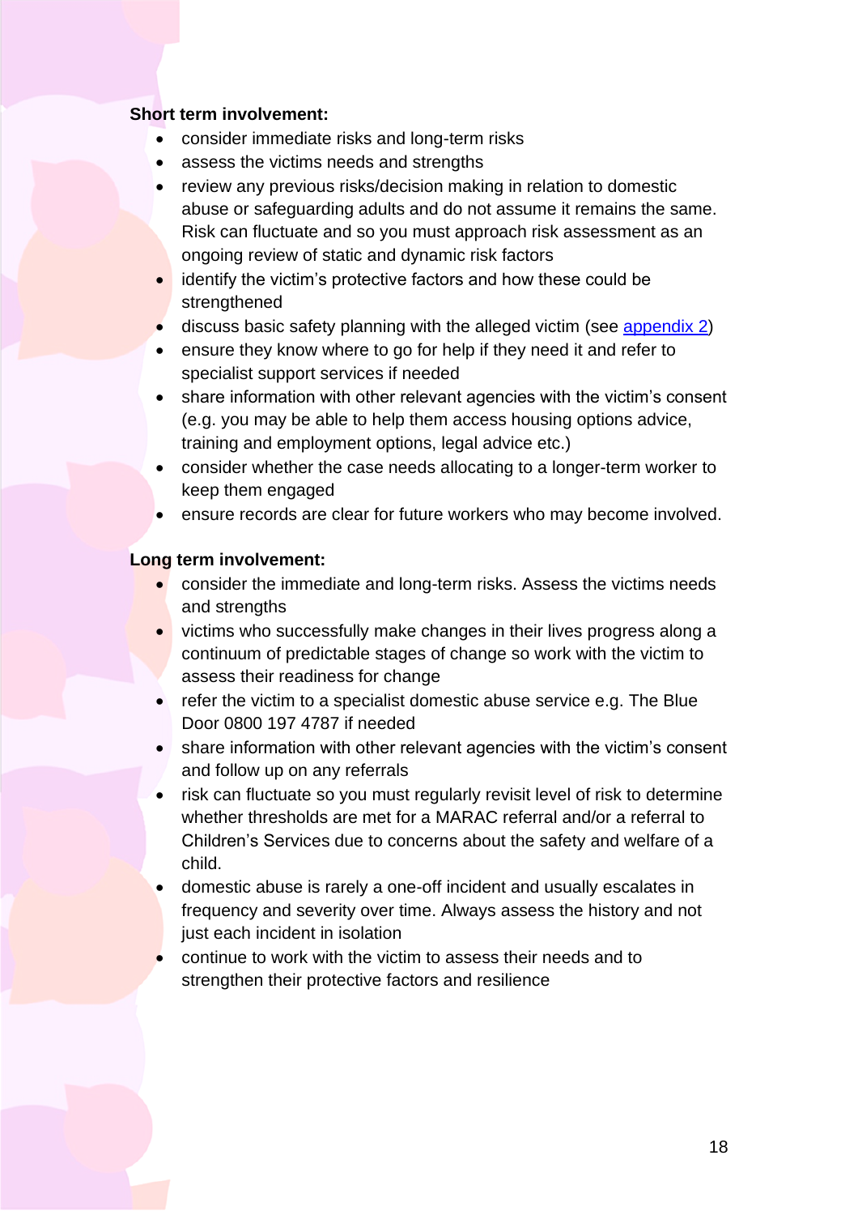**Short term involvement:**

- consider immediate risks and long-term risks
- assess the victims needs and strengths
- review any previous risks/decision making in relation to domestic abuse or safeguarding adults and do not assume it remains the same. Risk can fluctuate and so you must approach risk assessment as an ongoing review of static and dynamic risk factors
- identify the victim's protective factors and how these could be strengthened
- discuss basic safety planning with the alleged victim (see appendix 2)
- ensure they know where to go for help if they need it and refer to specialist support services if needed
- share information with other relevant agencies with the victim's consent (e.g. you may be able to help them access housing options advice, training and employment options, legal advice etc.)
- consider whether the case needs allocating to a longer-term worker to keep them engaged
- ensure records are clear for future workers who may become involved.

**Long term involvement:**

- consider the immediate and long-term risks. Assess the victims needs and strengths
- victims who successfully make changes in their lives progress along a continuum of predictable stages of change so work with the victim to assess their readiness for change
- refer the victim to a specialist domestic abuse service e.g. The Blue Door 0800 197 4787 if needed
- share information with other relevant agencies with the victim's consent and follow up on any referrals
- risk can fluctuate so you must regularly revisit level of risk to determine whether thresholds are met for a MARAC referral and/or a referral to Children's Services due to concerns about the safety and welfare of a child.
- domestic abuse is rarely a one-off incident and usually escalates in frequency and severity over time. Always assess the history and not just each incident in isolation
- continue to work with the victim to assess their needs and to strengthen their protective factors and resilience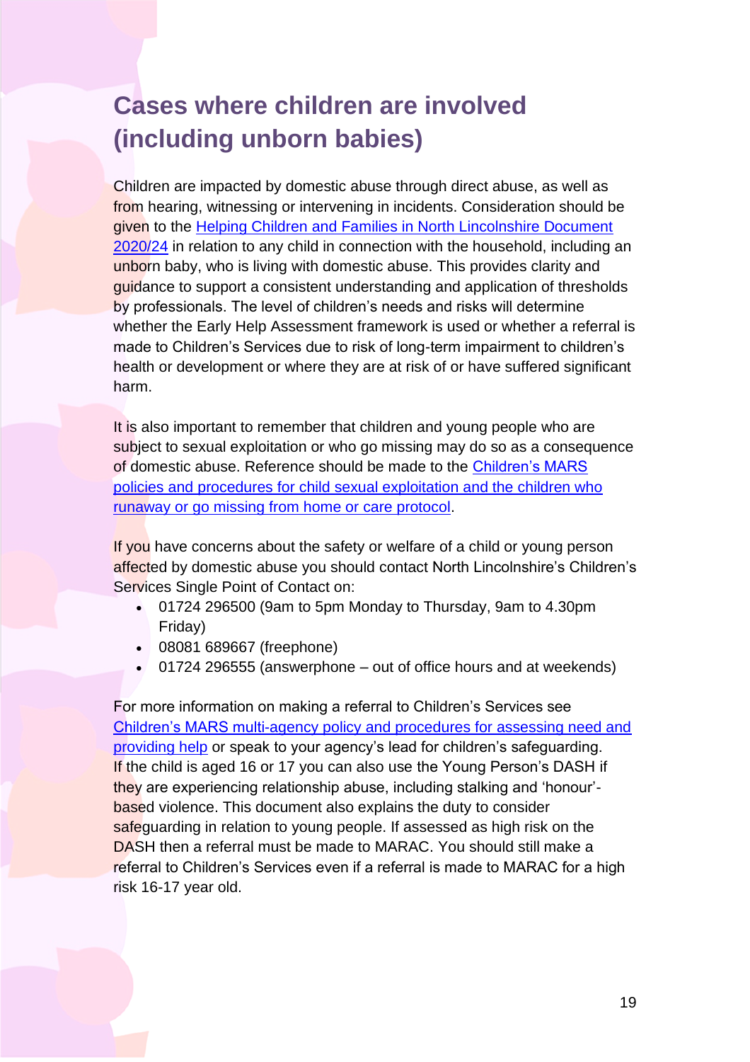# Cases where children are involved (including unborn babies)

Children are impacted by domestic abuse through direct abuse, as well as from hearing, witnessing or intervening in incidents. Consideration should be given to the Helping Children and Families in North Lincolnshire Document 2020/24 in relation to any child in connection with the household, including an unborn baby, who is living with domestic abuse. This provides clarity and guidance to support a consistent understanding and application of thresholds by professionals. The level of children's needs and risks will determine whether the Early Help Assessment framework is used or whether a referral is made to Children's Services due to risk of long-term impairment to children's health or development or where they are at risk of or have suffered significant harm.

It is also important to remember that children and young people who are subject to sexual exploitation or who go missing may do so as a consequence of domestic abuse. Reference should be made to the Children's MARS policies and procedures for child sexual exploitation and the children who runaway or go missing from home or care protocol.

If you have concerns about the safety or welfare of a child or young person affected by domestic abuse you should contact North Lincolnshire's Children's Services Single Point of Contact on:

- 01724 296500 (9am to 5pm Monday to Thursday, 9am to 4.30pm Friday)
- 08081 689667 (freephone)
- 01724 296555 (answerphone – out of office hours and at weekends)

For more information on making a referral to Children's Services see Children's MARS multi-agency policy and procedures for assessing need and providing help or speak to your agency's lead for children's safeguarding. If the child is aged 16 or 17 you can also use the Young Person's DASH if they are experiencing relationship abuse, including stalking and 'honour'-based violence. This document also explains the duty to consider safeguarding in relation to young people. If assessed as high risk on the DASH then a referral must be made to MARAC. You should still make a referral to Children's Services even if a referral is made to MARAC for a high risk 16-17 year old.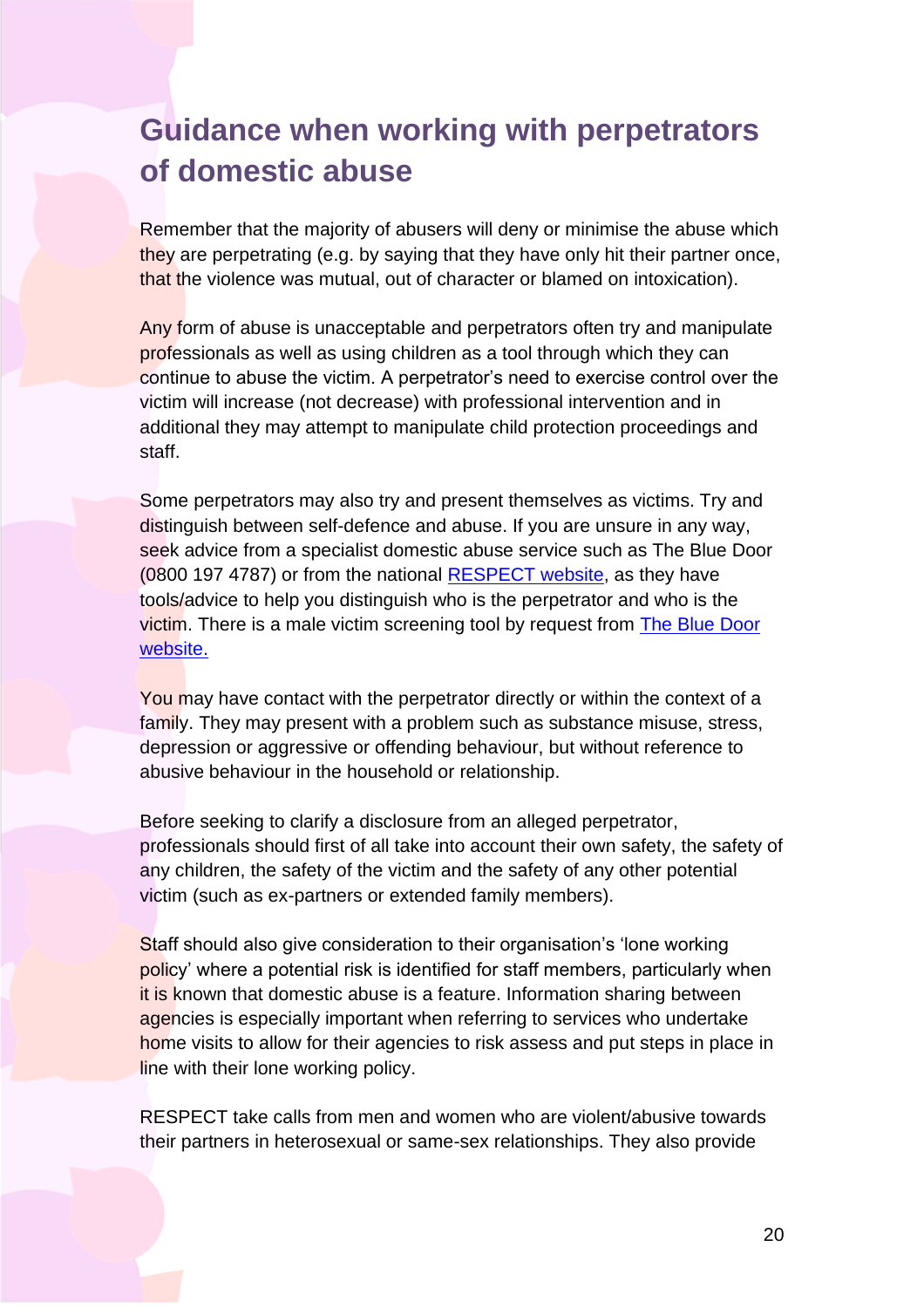# Guidance when working with perpetrators of domestic abuse

Remember that the majority of abusers will deny or minimise the abuse which they are perpetrating (e.g. by saying that they have only hit their partner once, that the violence was mutual, out of character or blamed on intoxication).

Any form of abuse is unacceptable and perpetrators often try and manipulate professionals as well as using children as a tool through which they can continue to abuse the victim. A perpetrator's need to exercise control over the victim will increase (not decrease) with professional intervention and in additional they may attempt to manipulate child protection proceedings and staff.

Some perpetrators may also try and present themselves as victims. Try and distinguish between self-defence and abuse. If you are unsure in any way, seek advice from a specialist domestic abuse service such as The Blue Door (0800 197 4787) or from the national [RESPECT website], as they have tools/advice to help you distinguish who is the perpetrator and who is the victim. There is a male victim screening tool by request from [The Blue Door website.]

You may have contact with the perpetrator directly or within the context of a family. They may present with a problem such as substance misuse, stress, depression or aggressive or offending behaviour, but without reference to abusive behaviour in the household or relationship.

Before seeking to clarify a disclosure from an alleged perpetrator, professionals should first of all take into account their own safety, the safety of any children, the safety of the victim and the safety of any other potential victim (such as ex-partners or extended family members).

Staff should also give consideration to their organisation's 'lone working policy' where a potential risk is identified for staff members, particularly when it is known that domestic abuse is a feature. Information sharing between agencies is especially important when referring to services who undertake home visits to allow for their agencies to risk assess and put steps in place in line with their lone working policy.

RESPECT take calls from men and women who are violent/abusive towards their partners in heterosexual or same-sex relationships. They also provide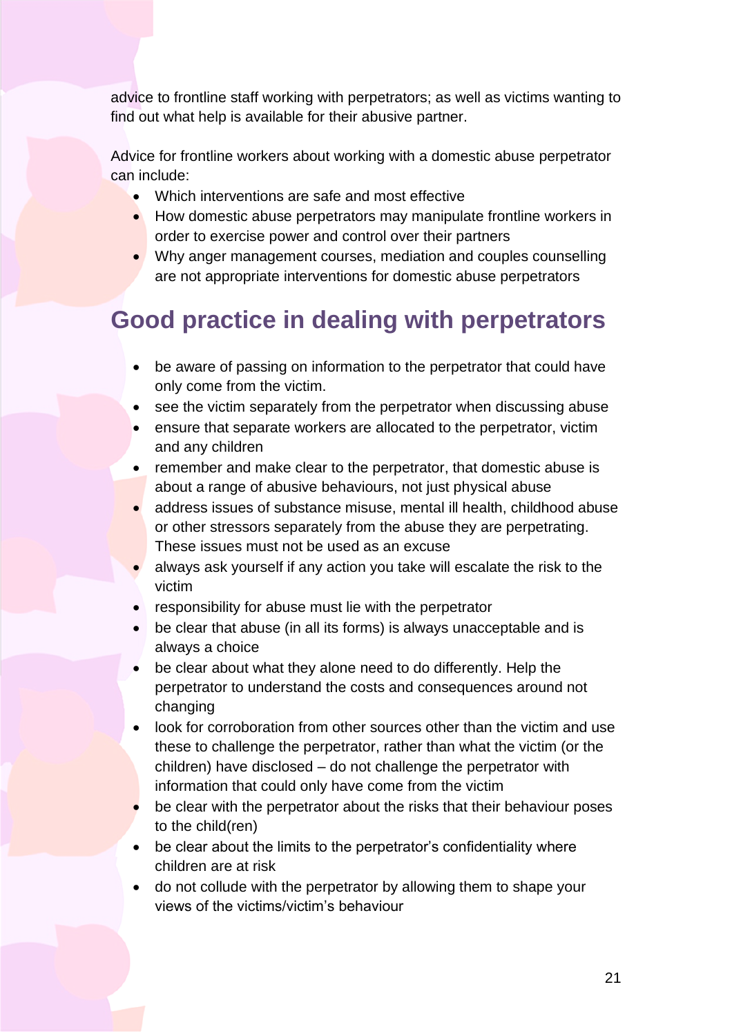advice to frontline staff working with perpetrators; as well as victims wanting to find out what help is available for their abusive partner.

Advice for frontline workers about working with a domestic abuse perpetrator can include:

- Which interventions are safe and most effective
- How domestic abuse perpetrators may manipulate frontline workers in order to exercise power and control over their partners
- Why anger management courses, mediation and couples counselling are not appropriate interventions for domestic abuse perpetrators

## Good practice in dealing with perpetrators

- be aware of passing on information to the perpetrator that could have only come from the victim.
- see the victim separately from the perpetrator when discussing abuse
- ensure that separate workers are allocated to the perpetrator, victim and any children
- remember and make clear to the perpetrator, that domestic abuse is about a range of abusive behaviours, not just physical abuse
- address issues of substance misuse, mental ill health, childhood abuse or other stressors separately from the abuse they are perpetrating. These issues must not be used as an excuse
- always ask yourself if any action you take will escalate the risk to the victim
- responsibility for abuse must lie with the perpetrator
- be clear that abuse (in all its forms) is always unacceptable and is always a choice
- be clear about what they alone need to do differently. Help the perpetrator to understand the costs and consequences around not changing
- look for corroboration from other sources other than the victim and use these to challenge the perpetrator, rather than what the victim (or the children) have disclosed – do not challenge the perpetrator with information that could only have come from the victim
- be clear with the perpetrator about the risks that their behaviour poses to the child(ren)
- be clear about the limits to the perpetrator's confidentiality where children are at risk
- do not collude with the perpetrator by allowing them to shape your views of the victims/victim's behaviour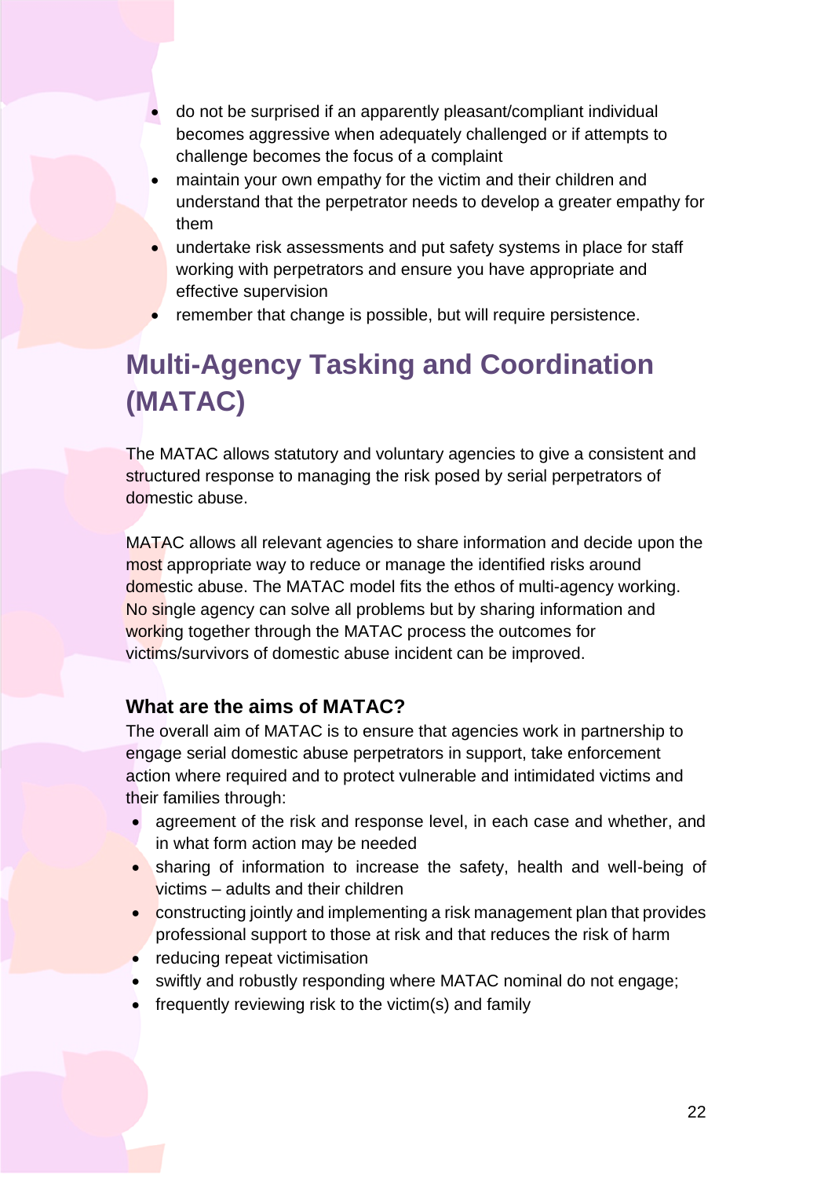- do not be surprised if an apparently pleasant/compliant individual becomes aggressive when adequately challenged or if attempts to challenge becomes the focus of a complaint
- maintain your own empathy for the victim and their children and understand that the perpetrator needs to develop a greater empathy for them
- undertake risk assessments and put safety systems in place for staff working with perpetrators and ensure you have appropriate and effective supervision
- remember that change is possible, but will require persistence.

## Multi-Agency Tasking and Coordination (MATAC)

The MATAC allows statutory and voluntary agencies to give a consistent and structured response to managing the risk posed by serial perpetrators of domestic abuse.

MATAC allows all relevant agencies to share information and decide upon the most appropriate way to reduce or manage the identified risks around domestic abuse. The MATAC model fits the ethos of multi-agency working. No single agency can solve all problems but by sharing information and working together through the MATAC process the outcomes for victims/survivors of domestic abuse incident can be improved.

### What are the aims of MATAC?

The overall aim of MATAC is to ensure that agencies work in partnership to engage serial domestic abuse perpetrators in support, take enforcement action where required and to protect vulnerable and intimidated victims and their families through:

- agreement of the risk and response level, in each case and whether, and in what form action may be needed
- sharing of information to increase the safety, health and well-being of victims – adults and their children
- constructing jointly and implementing a risk management plan that provides professional support to those at risk and that reduces the risk of harm
- reducing repeat victimisation
- swiftly and robustly responding where MATAC nominal do not engage;
- frequently reviewing risk to the victim(s) and family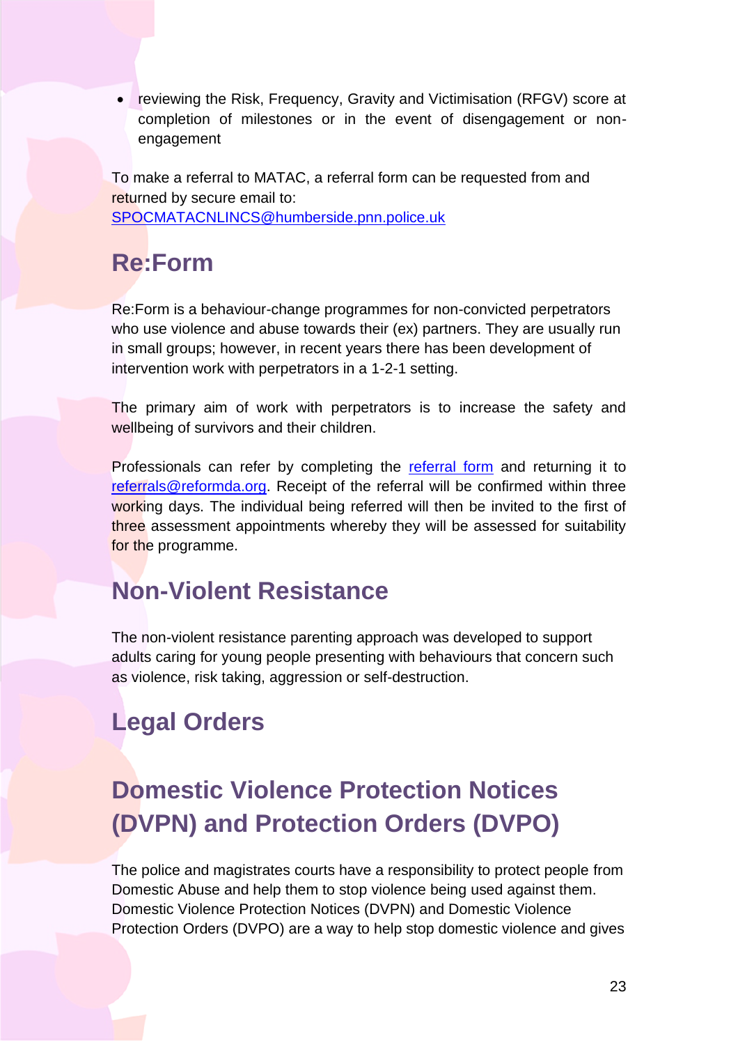- reviewing the Risk, Frequency, Gravity and Victimisation (RFGV) score at completion of milestones or in the event of disengagement or non-engagement

To make a referral to MATAC, a referral form can be requested from and returned by secure email to: [SPOCMATACNLINCS@humberside.pnn.police.uk](mailto:SPOCMATACNLINCS@humberside.pnn.police.uk)

## Re:Form

Re:Form is a behaviour-change programmes for non-convicted perpetrators who use violence and abuse towards their (ex) partners. They are usually run in small groups; however, in recent years there has been development of intervention work with perpetrators in a 1-2-1 setting.

The primary aim of work with perpetrators is to increase the safety and wellbeing of survivors and their children.

Professionals can refer by completing the referral form and returning it to [referrals@reformda.org](mailto:referrals@reformda.org). Receipt of the referral will be confirmed within three working days. The individual being referred will then be invited to the first of three assessment appointments whereby they will be assessed for suitability for the programme.

## Non-Violent Resistance

The non-violent resistance parenting approach was developed to support adults caring for young people presenting with behaviours that concern such as violence, risk taking, aggression or self-destruction.

## Legal Orders

## Domestic Violence Protection Notices (DVPN) and Protection Orders (DVPO)

The police and magistrates courts have a responsibility to protect people from Domestic Abuse and help them to stop violence being used against them. Domestic Violence Protection Notices (DVPN) and Domestic Violence Protection Orders (DVPO) are a way to help stop domestic violence and gives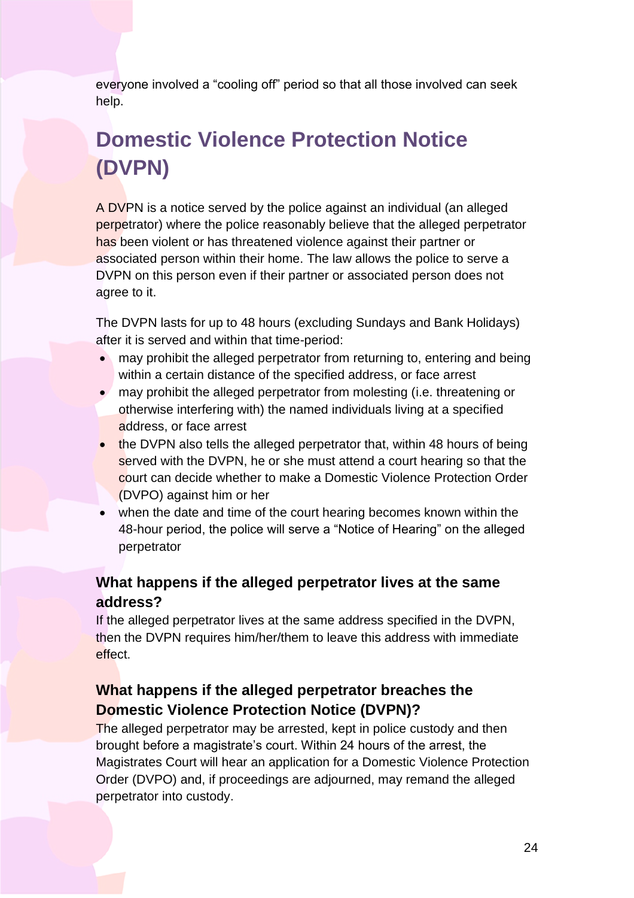everyone involved a "cooling off" period so that all those involved can seek help.

## Domestic Violence Protection Notice (DVPN)

A DVPN is a notice served by the police against an individual (an alleged perpetrator) where the police reasonably believe that the alleged perpetrator has been violent or has threatened violence against their partner or associated person within their home. The law allows the police to serve a DVPN on this person even if their partner or associated person does not agree to it.

The DVPN lasts for up to 48 hours (excluding Sundays and Bank Holidays) after it is served and within that time-period:

- may prohibit the alleged perpetrator from returning to, entering and being within a certain distance of the specified address, or face arrest
- may prohibit the alleged perpetrator from molesting (i.e. threatening or otherwise interfering with) the named individuals living at a specified address, or face arrest
- the DVPN also tells the alleged perpetrator that, within 48 hours of being served with the DVPN, he or she must attend a court hearing so that the court can decide whether to make a Domestic Violence Protection Order (DVPO) against him or her
- when the date and time of the court hearing becomes known within the 48-hour period, the police will serve a "Notice of Hearing" on the alleged perpetrator

### What happens if the alleged perpetrator lives at the same address?

If the alleged perpetrator lives at the same address specified in the DVPN, then the DVPN requires him/her/them to leave this address with immediate effect.

### What happens if the alleged perpetrator breaches the Domestic Violence Protection Notice (DVPN)?

The alleged perpetrator may be arrested, kept in police custody and then brought before a magistrate's court. Within 24 hours of the arrest, the Magistrates Court will hear an application for a Domestic Violence Protection Order (DVPO) and, if proceedings are adjourned, may remand the alleged perpetrator into custody.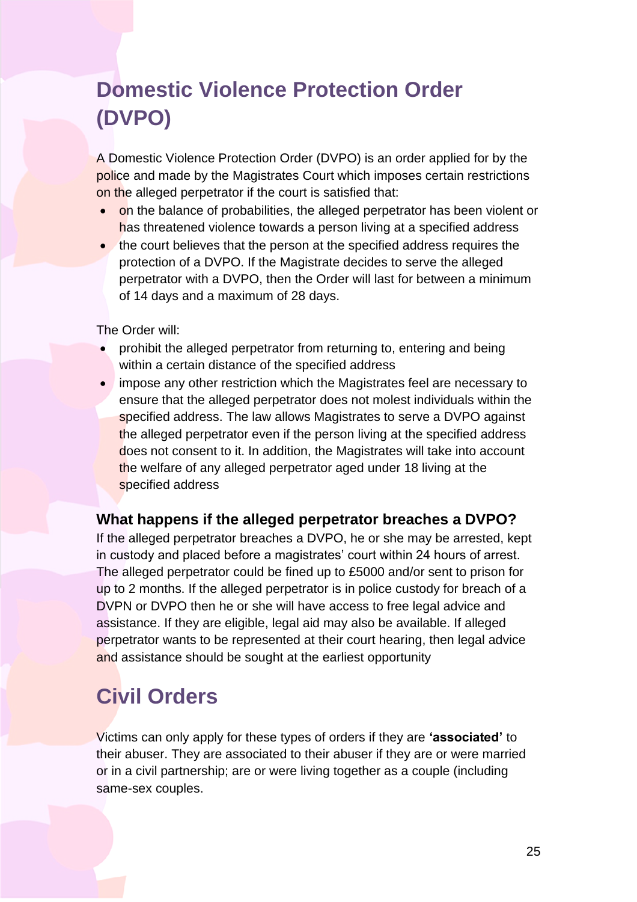# Domestic Violence Protection Order (DVPO)

A Domestic Violence Protection Order (DVPO) is an order applied for by the police and made by the Magistrates Court which imposes certain restrictions on the alleged perpetrator if the court is satisfied that:

- on the balance of probabilities, the alleged perpetrator has been violent or has threatened violence towards a person living at a specified address
- the court believes that the person at the specified address requires the protection of a DVPO. If the Magistrate decides to serve the alleged perpetrator with a DVPO, then the Order will last for between a minimum of 14 days and a maximum of 28 days.

The Order will:

- prohibit the alleged perpetrator from returning to, entering and being within a certain distance of the specified address
- impose any other restriction which the Magistrates feel are necessary to ensure that the alleged perpetrator does not molest individuals within the specified address. The law allows Magistrates to serve a DVPO against the alleged perpetrator even if the person living at the specified address does not consent to it. In addition, the Magistrates will take into account the welfare of any alleged perpetrator aged under 18 living at the specified address

### What happens if the alleged perpetrator breaches a DVPO?

If the alleged perpetrator breaches a DVPO, he or she may be arrested, kept in custody and placed before a magistrates' court within 24 hours of arrest. The alleged perpetrator could be fined up to £5000 and/or sent to prison for up to 2 months. If the alleged perpetrator is in police custody for breach of a DVPN or DVPO then he or she will have access to free legal advice and assistance. If they are eligible, legal aid may also be available. If alleged perpetrator wants to be represented at their court hearing, then legal advice and assistance should be sought at the earliest opportunity

# Civil Orders

Victims can only apply for these types of orders if they are **'associated'** to their abuser. They are associated to their abuser if they are or were married or in a civil partnership; are or were living together as a couple (including same-sex couples.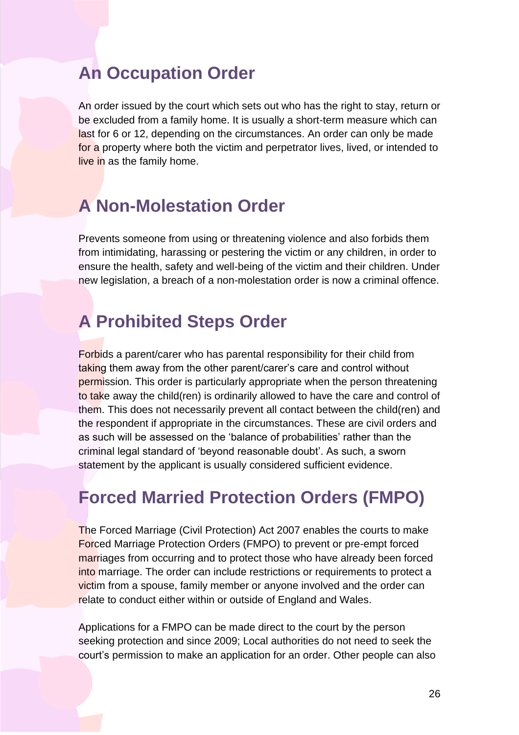## An Occupation Order

An order issued by the court which sets out who has the right to stay, return or be excluded from a family home. It is usually a short-term measure which can last for 6 or 12, depending on the circumstances. An order can only be made for a property where both the victim and perpetrator lives, lived, or intended to live in as the family home.

## A Non-Molestation Order

Prevents someone from using or threatening violence and also forbids them from intimidating, harassing or pestering the victim or any children, in order to ensure the health, safety and well-being of the victim and their children. Under new legislation, a breach of a non-molestation order is now a criminal offence.

## A Prohibited Steps Order

Forbids a parent/carer who has parental responsibility for their child from taking them away from the other parent/carer's care and control without permission. This order is particularly appropriate when the person threatening to take away the child(ren) is ordinarily allowed to have the care and control of them. This does not necessarily prevent all contact between the child(ren) and the respondent if appropriate in the circumstances. These are civil orders and as such will be assessed on the 'balance of probabilities' rather than the criminal legal standard of 'beyond reasonable doubt'. As such, a sworn statement by the applicant is usually considered sufficient evidence.

## Forced Married Protection Orders (FMPO)

The Forced Marriage (Civil Protection) Act 2007 enables the courts to make Forced Marriage Protection Orders (FMPO) to prevent or pre-empt forced marriages from occurring and to protect those who have already been forced into marriage. The order can include restrictions or requirements to protect a victim from a spouse, family member or anyone involved and the order can relate to conduct either within or outside of England and Wales.

Applications for a FMPO can be made direct to the court by the person seeking protection and since 2009; Local authorities do not need to seek the court's permission to make an application for an order. Other people can also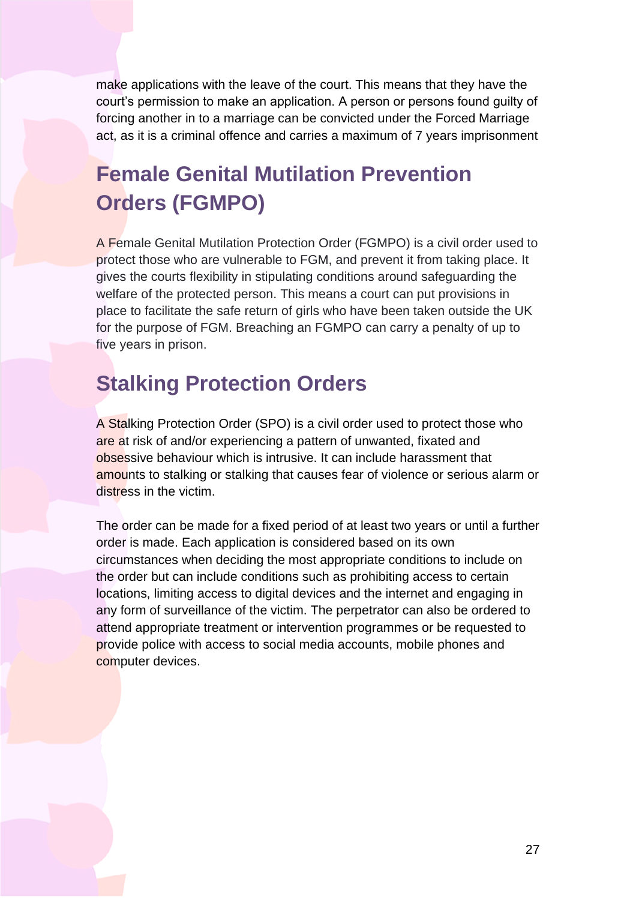make applications with the leave of the court. This means that they have the court's permission to make an application. A person or persons found guilty of forcing another in to a marriage can be convicted under the Forced Marriage act, as it is a criminal offence and carries a maximum of 7 years imprisonment

## Female Genital Mutilation Prevention Orders (FGMPO)

A Female Genital Mutilation Protection Order (FGMPO) is a civil order used to protect those who are vulnerable to FGM, and prevent it from taking place. It gives the courts flexibility in stipulating conditions around safeguarding the welfare of the protected person. This means a court can put provisions in place to facilitate the safe return of girls who have been taken outside the UK for the purpose of FGM. Breaching an FGMPO can carry a penalty of up to five years in prison.

## Stalking Protection Orders

A Stalking Protection Order (SPO) is a civil order used to protect those who are at risk of and/or experiencing a pattern of unwanted, fixated and obsessive behaviour which is intrusive. It can include harassment that amounts to stalking or stalking that causes fear of violence or serious alarm or distress in the victim.

The order can be made for a fixed period of at least two years or until a further order is made. Each application is considered based on its own circumstances when deciding the most appropriate conditions to include on the order but can include conditions such as prohibiting access to certain locations, limiting access to digital devices and the internet and engaging in any form of surveillance of the victim. The perpetrator can also be ordered to attend appropriate treatment or intervention programmes or be requested to provide police with access to social media accounts, mobile phones and computer devices.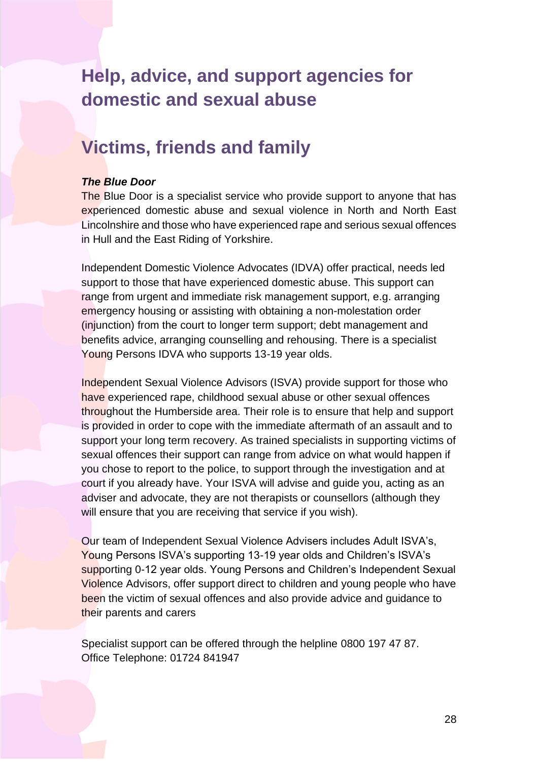# Help, advice, and support agencies for domestic and sexual abuse

## Victims, friends and family

***The Blue Door***

The Blue Door is a specialist service who provide support to anyone that has experienced domestic abuse and sexual violence in North and North East Lincolnshire and those who have experienced rape and serious sexual offences in Hull and the East Riding of Yorkshire.

Independent Domestic Violence Advocates (IDVA) offer practical, needs led support to those that have experienced domestic abuse. This support can range from urgent and immediate risk management support, e.g. arranging emergency housing or assisting with obtaining a non-molestation order (injunction) from the court to longer term support; debt management and benefits advice, arranging counselling and rehousing. There is a specialist Young Persons IDVA who supports 13-19 year olds.

Independent Sexual Violence Advisors (ISVA) provide support for those who have experienced rape, childhood sexual abuse or other sexual offences throughout the Humberside area. Their role is to ensure that help and support is provided in order to cope with the immediate aftermath of an assault and to support your long term recovery. As trained specialists in supporting victims of sexual offences their support can range from advice on what would happen if you chose to report to the police, to support through the investigation and at court if you already have. Your ISVA will advise and guide you, acting as an adviser and advocate, they are not therapists or counsellors (although they will ensure that you are receiving that service if you wish).

Our team of Independent Sexual Violence Advisers includes Adult ISVA's, Young Persons ISVA's supporting 13-19 year olds and Children's ISVA's supporting 0-12 year olds. Young Persons and Children's Independent Sexual Violence Advisors, offer support direct to children and young people who have been the victim of sexual offences and also provide advice and guidance to their parents and carers

Specialist support can be offered through the helpline 0800 197 47 87.
Office Telephone: 01724 841947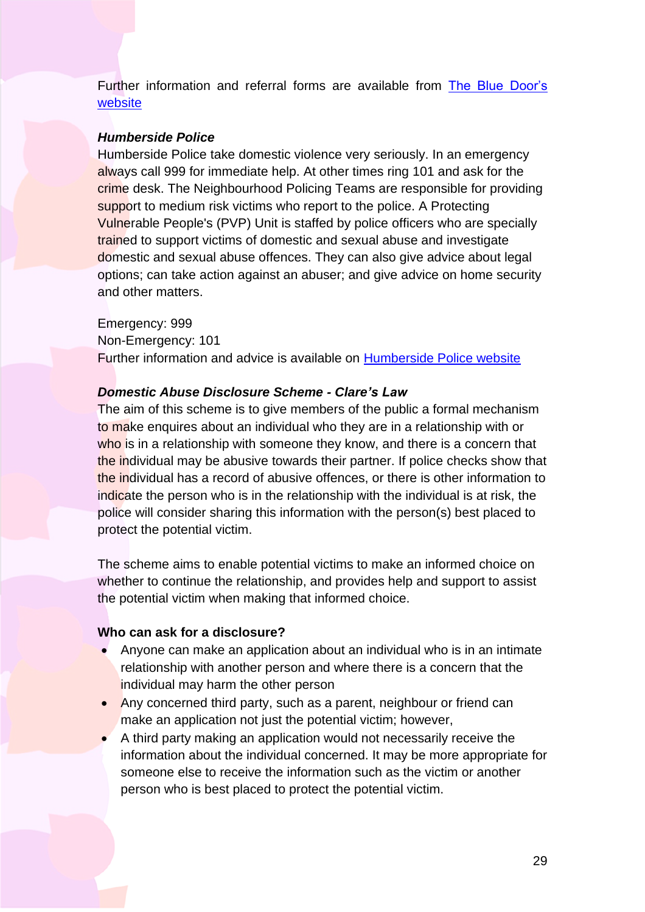Further information and referral forms are available from [The Blue Door's website]

***Humberside Police***

Humberside Police take domestic violence very seriously. In an emergency always call 999 for immediate help. At other times ring 101 and ask for the crime desk. The Neighbourhood Policing Teams are responsible for providing support to medium risk victims who report to the police. A Protecting Vulnerable People's (PVP) Unit is staffed by police officers who are specially trained to support victims of domestic and sexual abuse and investigate domestic and sexual abuse offences. They can also give advice about legal options; can take action against an abuser; and give advice on home security and other matters.

Emergency: 999
Non-Emergency: 101
Further information and advice is available on [Humberside Police website]

***Domestic Abuse Disclosure Scheme - Clare's Law***

The aim of this scheme is to give members of the public a formal mechanism to make enquires about an individual who they are in a relationship with or who is in a relationship with someone they know, and there is a concern that the individual may be abusive towards their partner. If police checks show that the individual has a record of abusive offences, or there is other information to indicate the person who is in the relationship with the individual is at risk, the police will consider sharing this information with the person(s) best placed to protect the potential victim.

The scheme aims to enable potential victims to make an informed choice on whether to continue the relationship, and provides help and support to assist the potential victim when making that informed choice.

**Who can ask for a disclosure?**

- Anyone can make an application about an individual who is in an intimate relationship with another person and where there is a concern that the individual may harm the other person
- Any concerned third party, such as a parent, neighbour or friend can make an application not just the potential victim; however,
- A third party making an application would not necessarily receive the information about the individual concerned. It may be more appropriate for someone else to receive the information such as the victim or another person who is best placed to protect the potential victim.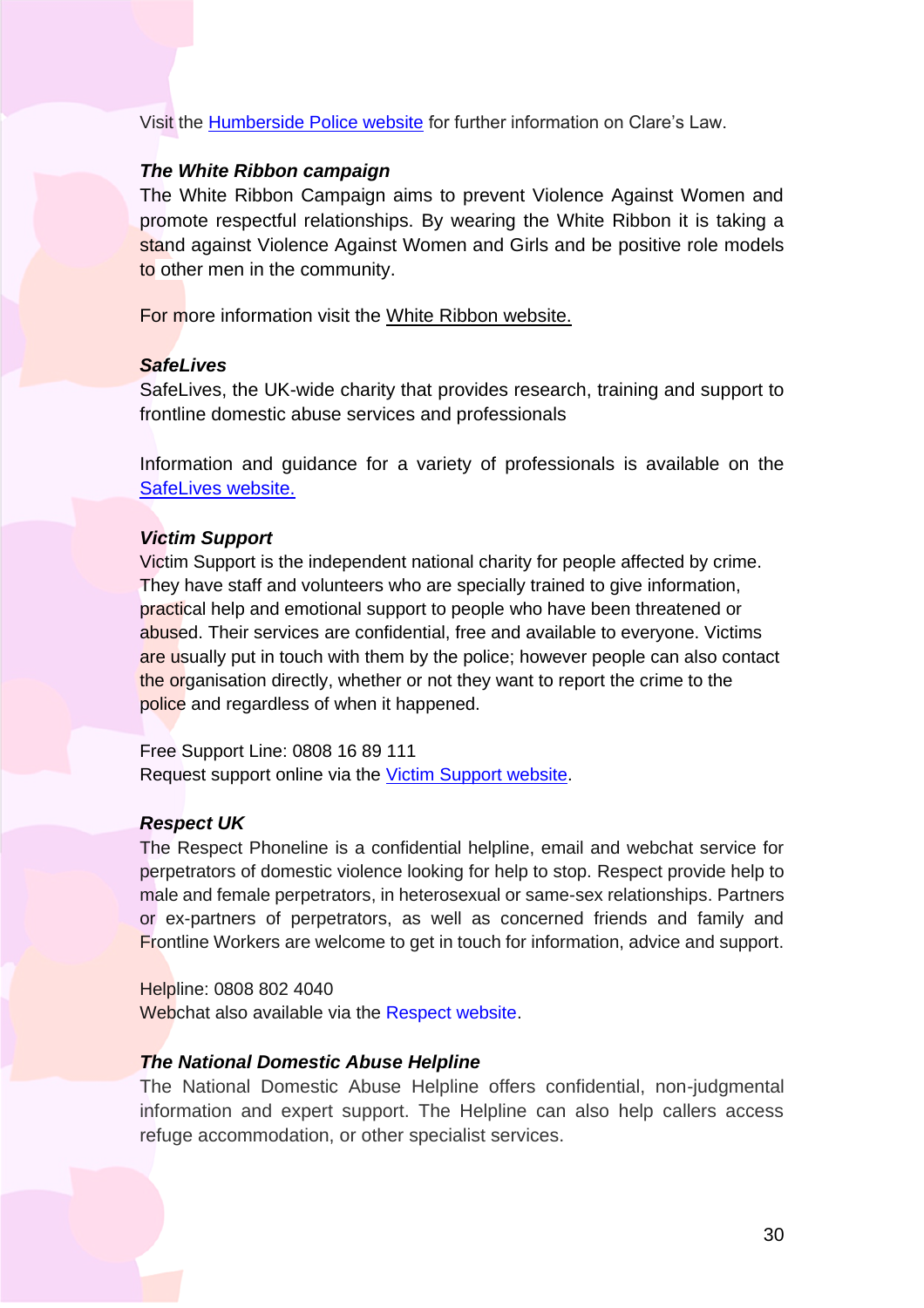Visit the Humberside Police website for further information on Clare's Law.

***The White Ribbon campaign***

The White Ribbon Campaign aims to prevent Violence Against Women and promote respectful relationships. By wearing the White Ribbon it is taking a stand against Violence Against Women and Girls and be positive role models to other men in the community.

For more information visit the White Ribbon website.

***SafeLives***

SafeLives, the UK-wide charity that provides research, training and support to frontline domestic abuse services and professionals

Information and guidance for a variety of professionals is available on the SafeLives website.

***Victim Support***

Victim Support is the independent national charity for people affected by crime. They have staff and volunteers who are specially trained to give information, practical help and emotional support to people who have been threatened or abused. Their services are confidential, free and available to everyone. Victims are usually put in touch with them by the police; however people can also contact the organisation directly, whether or not they want to report the crime to the police and regardless of when it happened.

Free Support Line: 0808 16 89 111
Request support online via the Victim Support website.

***Respect UK***

The Respect Phoneline is a confidential helpline, email and webchat service for perpetrators of domestic violence looking for help to stop. Respect provide help to male and female perpetrators, in heterosexual or same-sex relationships. Partners or ex-partners of perpetrators, as well as concerned friends and family and Frontline Workers are welcome to get in touch for information, advice and support.

Helpline: 0808 802 4040
Webchat also available via the Respect website.

***The National Domestic Abuse Helpline***

The National Domestic Abuse Helpline offers confidential, non-judgmental information and expert support. The Helpline can also help callers access refuge accommodation, or other specialist services.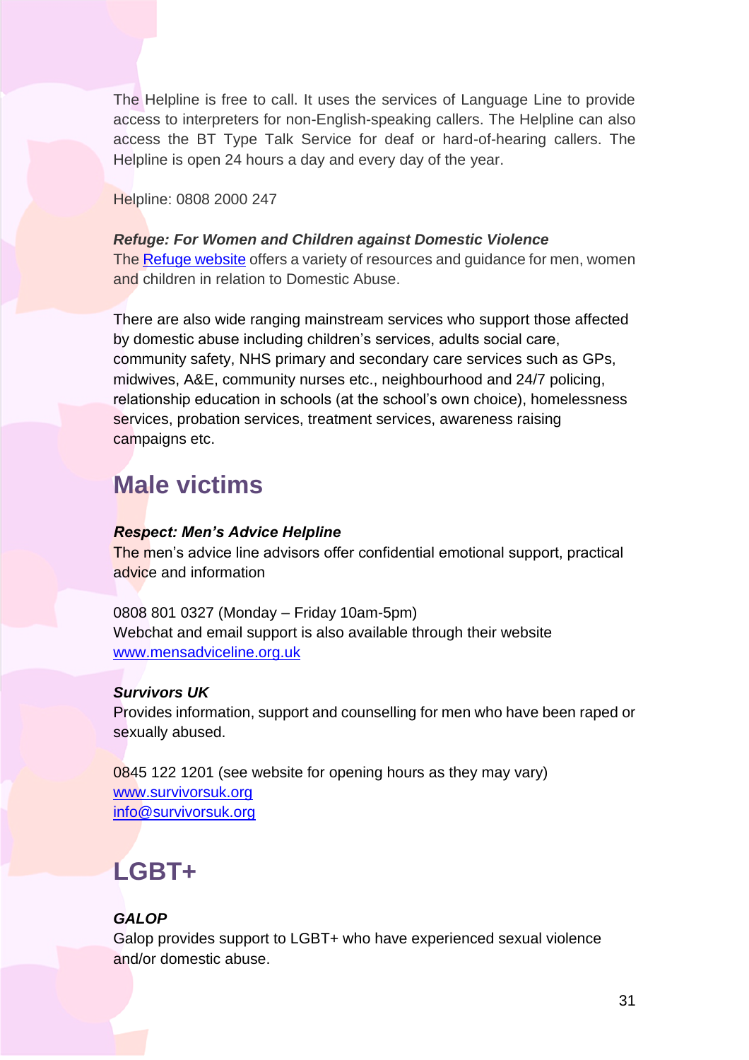The Helpline is free to call. It uses the services of Language Line to provide access to interpreters for non-English-speaking callers. The Helpline can also access the BT Type Talk Service for deaf or hard-of-hearing callers. The Helpline is open 24 hours a day and every day of the year.

Helpline: 0808 2000 247

***Refuge: For Women and Children against Domestic Violence***

The [Refuge website](#) offers a variety of resources and guidance for men, women and children in relation to Domestic Abuse.

There are also wide ranging mainstream services who support those affected by domestic abuse including children's services, adults social care, community safety, NHS primary and secondary care services such as GPs, midwives, A&E, community nurses etc., neighbourhood and 24/7 policing, relationship education in schools (at the school's own choice), homelessness services, probation services, treatment services, awareness raising campaigns etc.

## Male victims

***Respect: Men's Advice Helpline***

The men's advice line advisors offer confidential emotional support, practical advice and information

0808 801 0327 (Monday – Friday 10am-5pm)
Webchat and email support is also available through their website
[www.mensadviceline.org.uk](www.mensadviceline.org.uk)

***Survivors UK***

Provides information, support and counselling for men who have been raped or sexually abused.

0845 122 1201 (see website for opening hours as they may vary)
[www.survivorsuk.org](www.survivorsuk.org)
[info@survivorsuk.org](mailto:info@survivorsuk.org)

## LGBT+

***GALOP***

Galop provides support to LGBT+ who have experienced sexual violence and/or domestic abuse.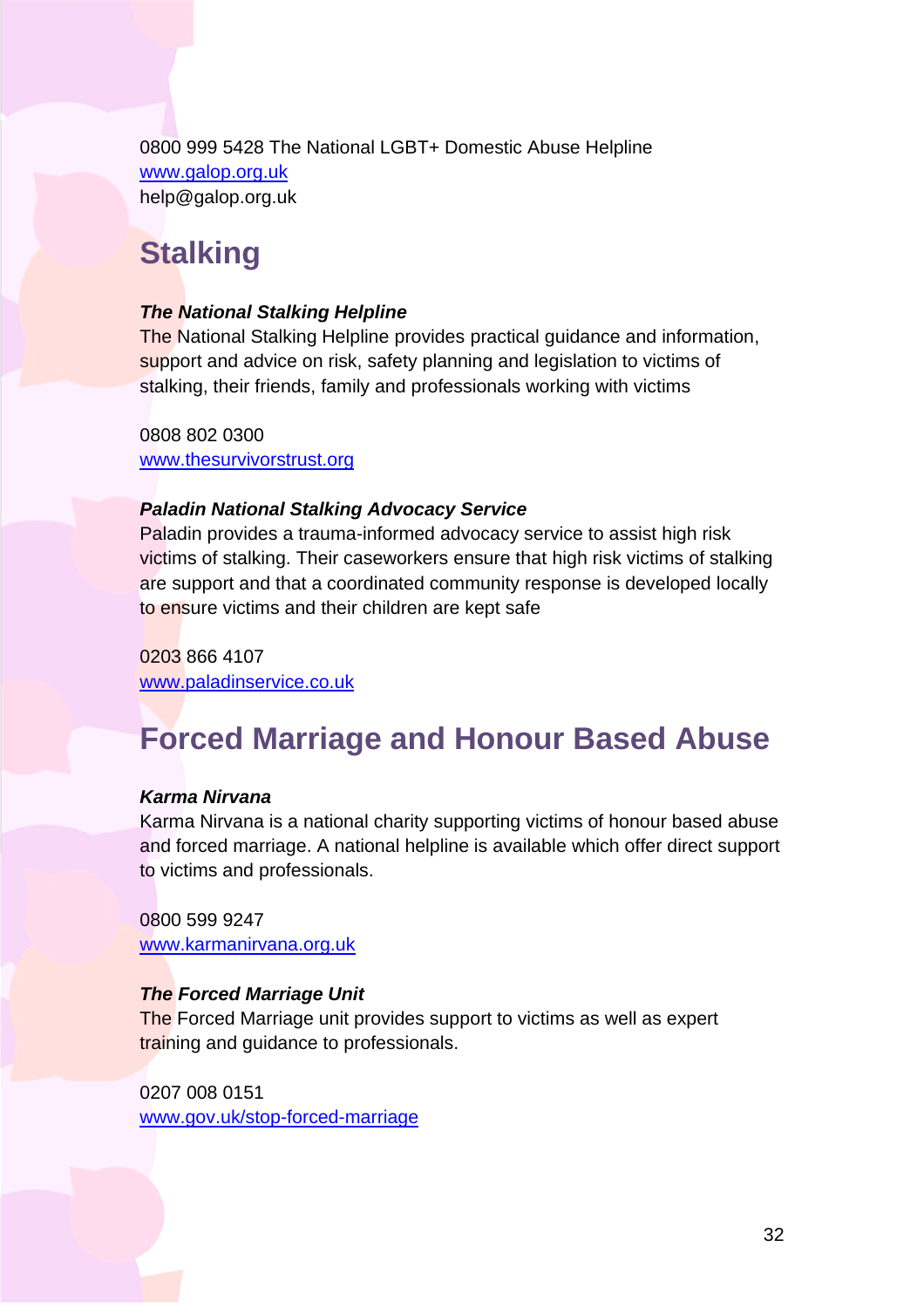0800 999 5428 The National LGBT+ Domestic Abuse Helpline
www.galop.org.uk
help@galop.org.uk

## Stalking

***The National Stalking Helpline***
The National Stalking Helpline provides practical guidance and information, support and advice on risk, safety planning and legislation to victims of stalking, their friends, family and professionals working with victims

0808 802 0300
www.thesurvivorstrust.org

***Paladin National Stalking Advocacy Service***
Paladin provides a trauma-informed advocacy service to assist high risk victims of stalking. Their caseworkers ensure that high risk victims of stalking are support and that a coordinated community response is developed locally to ensure victims and their children are kept safe

0203 866 4107
www.paladinservice.co.uk

## Forced Marriage and Honour Based Abuse

***Karma Nirvana***
Karma Nirvana is a national charity supporting victims of honour based abuse and forced marriage. A national helpline is available which offer direct support to victims and professionals.

0800 599 9247
www.karmanirvana.org.uk

***The Forced Marriage Unit***
The Forced Marriage unit provides support to victims as well as expert training and guidance to professionals.

0207 008 0151
www.gov.uk/stop-forced-marriage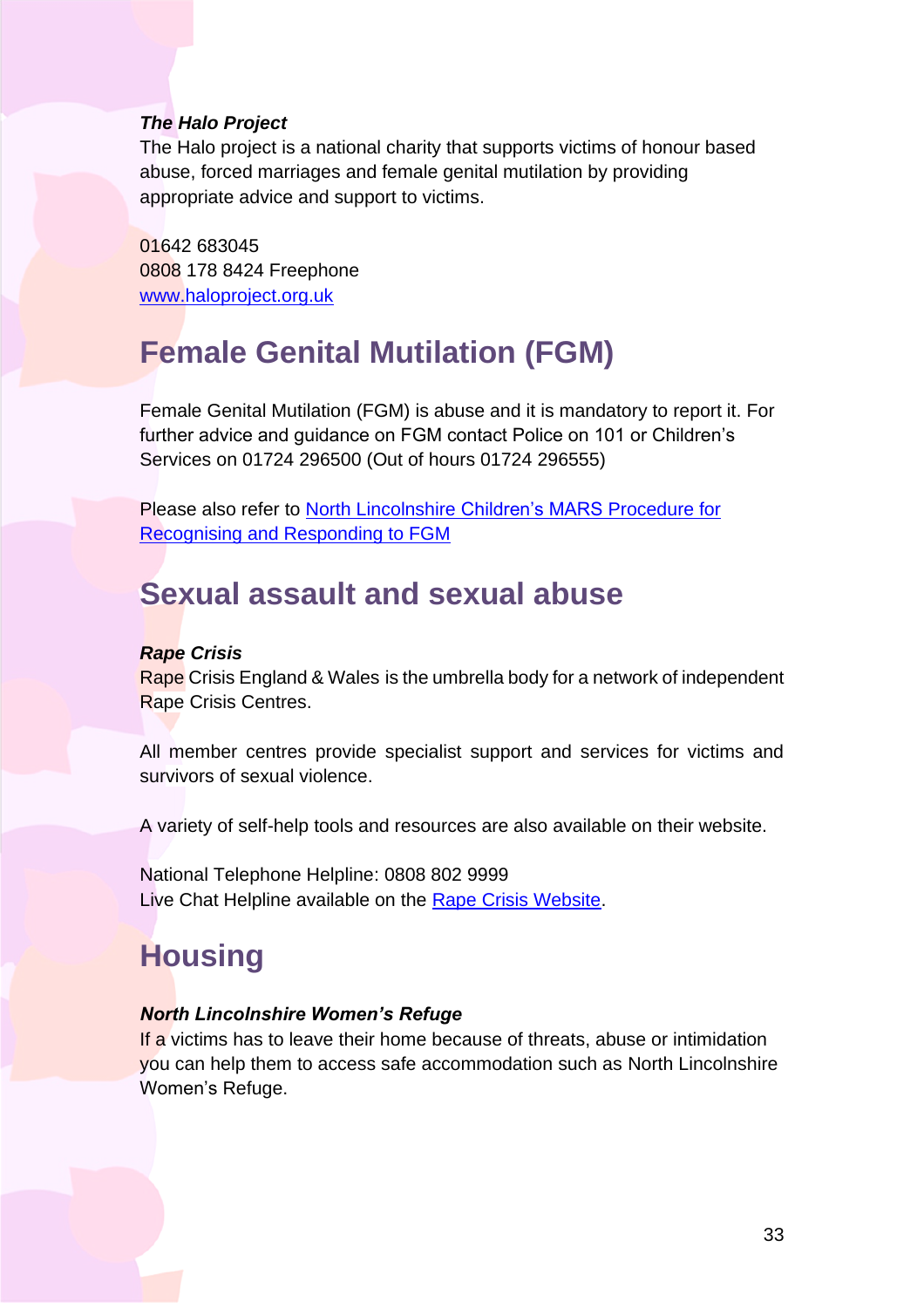***The Halo Project***

The Halo project is a national charity that supports victims of honour based abuse, forced marriages and female genital mutilation by providing appropriate advice and support to victims.

01642 683045
0808 178 8424 Freephone
[www.haloproject.org.uk](www.haloproject.org.uk)

## Female Genital Mutilation (FGM)

Female Genital Mutilation (FGM) is abuse and it is mandatory to report it. For further advice and guidance on FGM contact Police on 101 or Children's Services on 01724 296500 (Out of hours 01724 296555)

Please also refer to North Lincolnshire Children's MARS Procedure for Recognising and Responding to FGM

## Sexual assault and sexual abuse

***Rape Crisis***

Rape Crisis England & Wales is the umbrella body for a network of independent Rape Crisis Centres.

All member centres provide specialist support and services for victims and survivors of sexual violence.

A variety of self-help tools and resources are also available on their website.

National Telephone Helpline: 0808 802 9999
Live Chat Helpline available on the Rape Crisis Website.

## Housing

***North Lincolnshire Women's Refuge***

If a victims has to leave their home because of threats, abuse or intimidation you can help them to access safe accommodation such as North Lincolnshire Women's Refuge.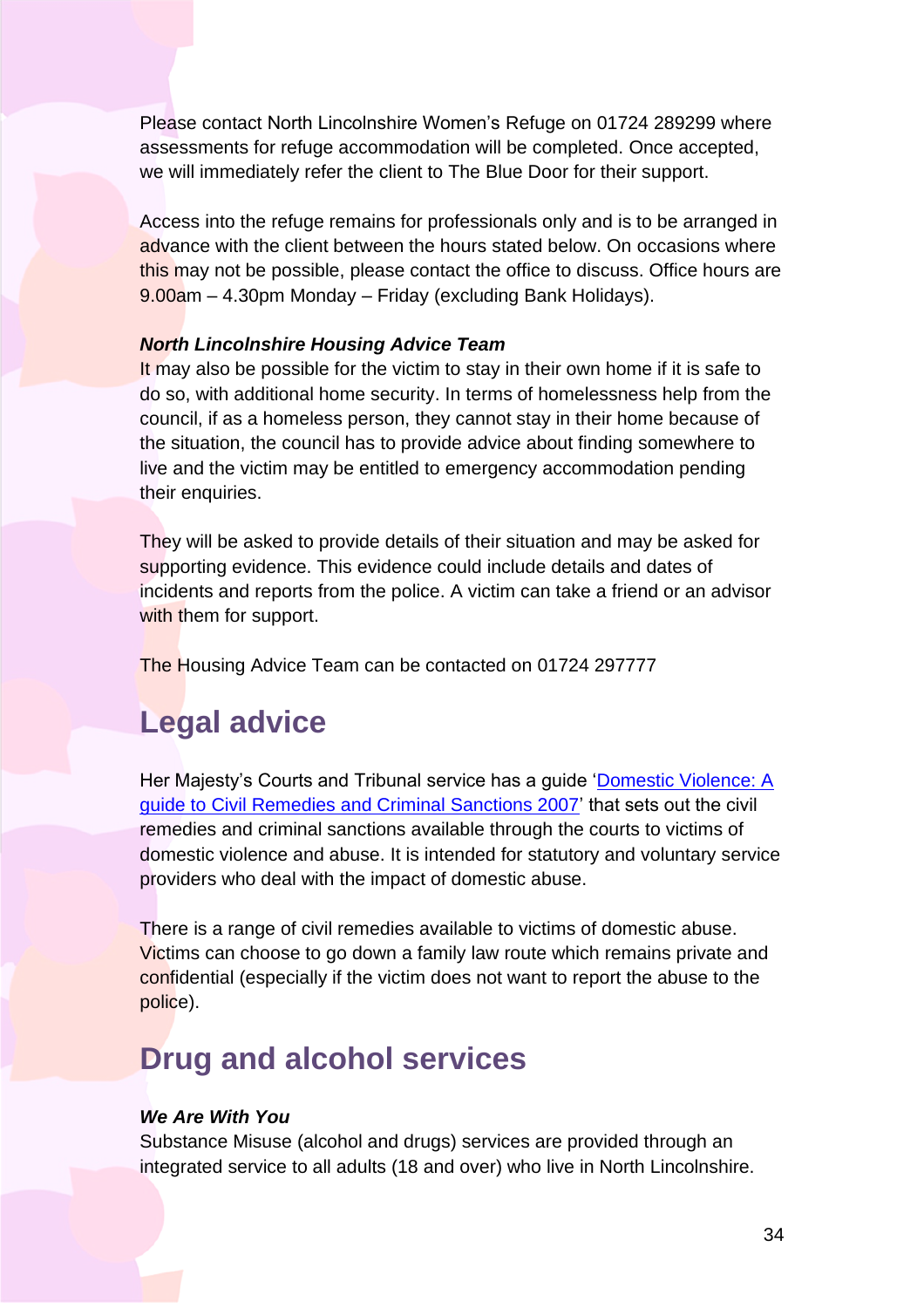Please contact North Lincolnshire Women's Refuge on 01724 289299 where assessments for refuge accommodation will be completed. Once accepted, we will immediately refer the client to The Blue Door for their support.

Access into the refuge remains for professionals only and is to be arranged in advance with the client between the hours stated below. On occasions where this may not be possible, please contact the office to discuss. Office hours are 9.00am – 4.30pm Monday – Friday (excluding Bank Holidays).

***North Lincolnshire Housing Advice Team***

It may also be possible for the victim to stay in their own home if it is safe to do so, with additional home security. In terms of homelessness help from the council, if as a homeless person, they cannot stay in their home because of the situation, the council has to provide advice about finding somewhere to live and the victim may be entitled to emergency accommodation pending their enquiries.

They will be asked to provide details of their situation and may be asked for supporting evidence. This evidence could include details and dates of incidents and reports from the police. A victim can take a friend or an advisor with them for support.

The Housing Advice Team can be contacted on 01724 297777

## Legal advice

Her Majesty's Courts and Tribunal service has a guide 'Domestic Violence: A guide to Civil Remedies and Criminal Sanctions 2007' that sets out the civil remedies and criminal sanctions available through the courts to victims of domestic violence and abuse. It is intended for statutory and voluntary service providers who deal with the impact of domestic abuse.

There is a range of civil remedies available to victims of domestic abuse. Victims can choose to go down a family law route which remains private and confidential (especially if the victim does not want to report the abuse to the police).

## Drug and alcohol services

***We Are With You***

Substance Misuse (alcohol and drugs) services are provided through an integrated service to all adults (18 and over) who live in North Lincolnshire.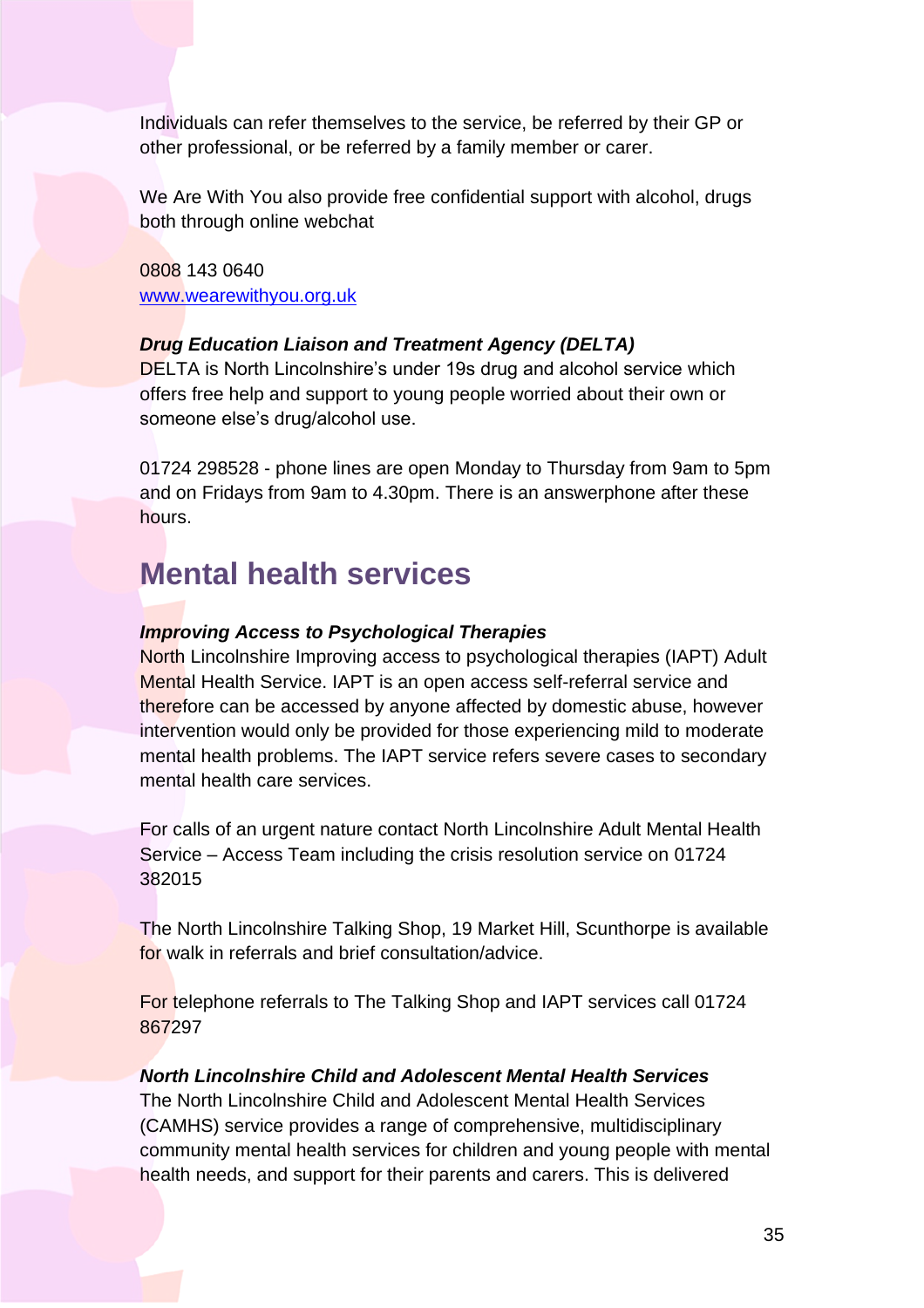Individuals can refer themselves to the service, be referred by their GP or other professional, or be referred by a family member or carer.

We Are With You also provide free confidential support with alcohol, drugs both through online webchat

0808 143 0640
[www.wearewithyou.org.uk](http://www.wearewithyou.org.uk)

***Drug Education Liaison and Treatment Agency (DELTA)***
DELTA is North Lincolnshire's under 19s drug and alcohol service which offers free help and support to young people worried about their own or someone else's drug/alcohol use.

01724 298528 - phone lines are open Monday to Thursday from 9am to 5pm and on Fridays from 9am to 4.30pm. There is an answerphone after these hours.

# Mental health services

***Improving Access to Psychological Therapies***
North Lincolnshire Improving access to psychological therapies (IAPT) Adult Mental Health Service. IAPT is an open access self-referral service and therefore can be accessed by anyone affected by domestic abuse, however intervention would only be provided for those experiencing mild to moderate mental health problems. The IAPT service refers severe cases to secondary mental health care services.

For calls of an urgent nature contact North Lincolnshire Adult Mental Health Service – Access Team including the crisis resolution service on 01724 382015

The North Lincolnshire Talking Shop, 19 Market Hill, Scunthorpe is available for walk in referrals and brief consultation/advice.

For telephone referrals to The Talking Shop and IAPT services call 01724 867297

***North Lincolnshire Child and Adolescent Mental Health Services***
The North Lincolnshire Child and Adolescent Mental Health Services (CAMHS) service provides a range of comprehensive, multidisciplinary community mental health services for children and young people with mental health needs, and support for their parents and carers. This is delivered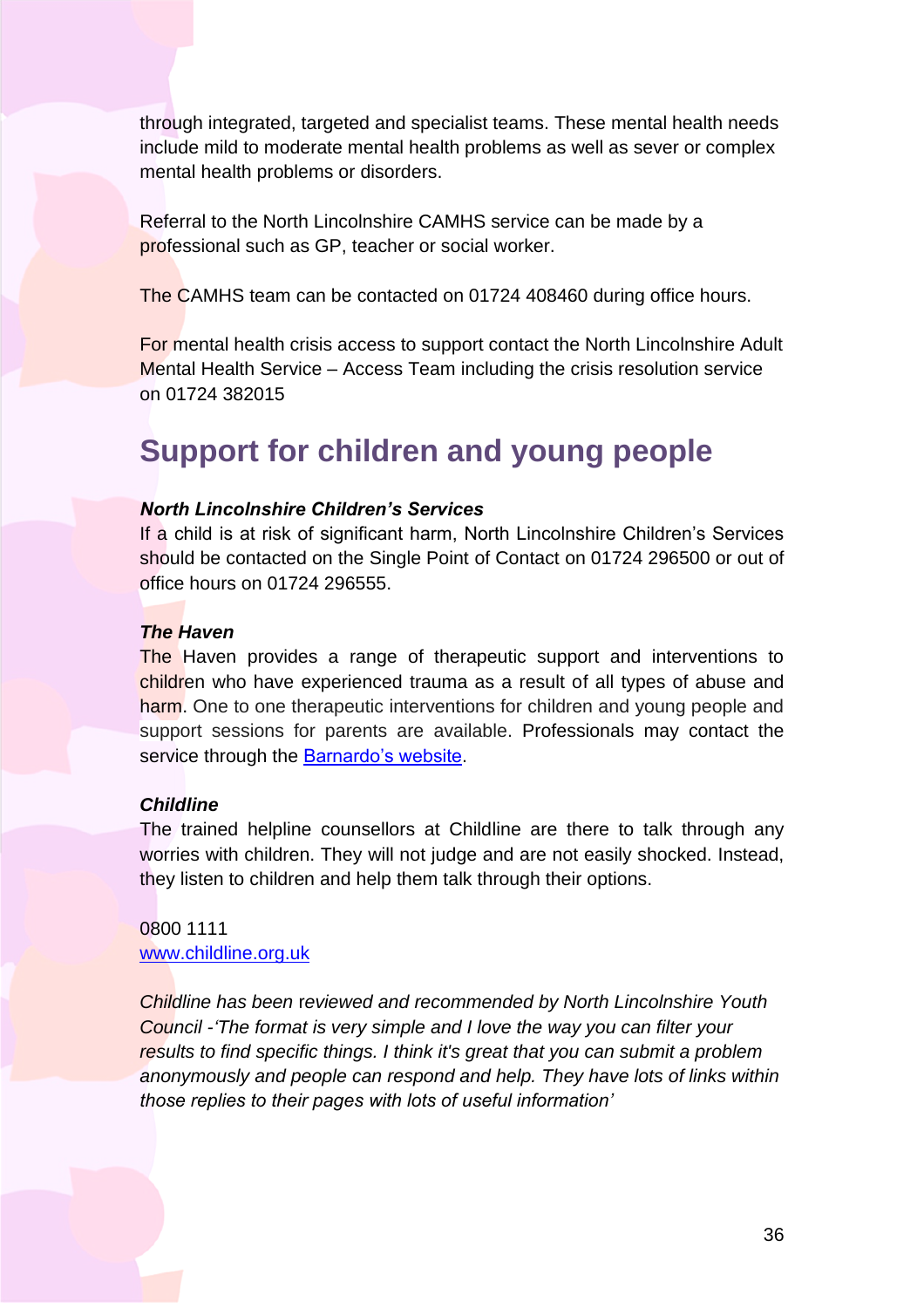through integrated, targeted and specialist teams. These mental health needs include mild to moderate mental health problems as well as sever or complex mental health problems or disorders.

Referral to the North Lincolnshire CAMHS service can be made by a professional such as GP, teacher or social worker.

The CAMHS team can be contacted on 01724 408460 during office hours.

For mental health crisis access to support contact the North Lincolnshire Adult Mental Health Service – Access Team including the crisis resolution service on 01724 382015

## Support for children and young people

***North Lincolnshire Children's Services***

If a child is at risk of significant harm, North Lincolnshire Children's Services should be contacted on the Single Point of Contact on 01724 296500 or out of office hours on 01724 296555.

***The Haven***

The Haven provides a range of therapeutic support and interventions to children who have experienced trauma as a result of all types of abuse and harm. One to one therapeutic interventions for children and young people and support sessions for parents are available. Professionals may contact the service through the Barnardo's website.

***Childline***

The trained helpline counsellors at Childline are there to talk through any worries with children. They will not judge and are not easily shocked. Instead, they listen to children and help them talk through their options.

0800 1111
www.childline.org.uk

*Childline has been reviewed and recommended by North Lincolnshire Youth Council -'The format is very simple and I love the way you can filter your results to find specific things. I think it's great that you can submit a problem anonymously and people can respond and help. They have lots of links within those replies to their pages with lots of useful information'*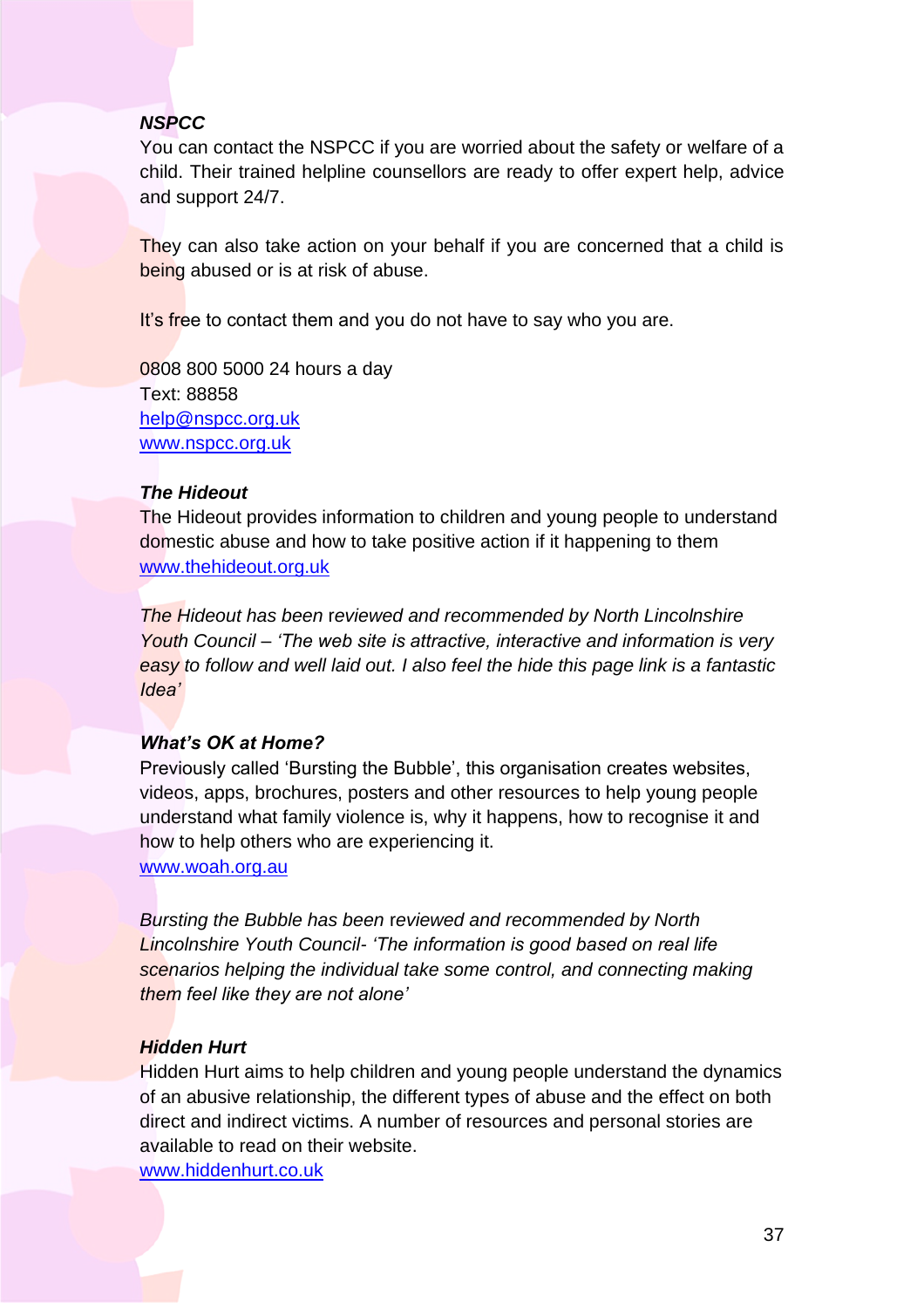***NSPCC***

You can contact the NSPCC if you are worried about the safety or welfare of a child. Their trained helpline counsellors are ready to offer expert help, advice and support 24/7.

They can also take action on your behalf if you are concerned that a child is being abused or is at risk of abuse.

It's free to contact them and you do not have to say who you are.

0808 800 5000 24 hours a day
Text: 88858
help@nspcc.org.uk
www.nspcc.org.uk

***The Hideout***

The Hideout provides information to children and young people to understand domestic abuse and how to take positive action if it happening to them
www.thehideout.org.uk

*The Hideout has been reviewed and recommended by North Lincolnshire Youth Council – 'The web site is attractive, interactive and information is very easy to follow and well laid out. I also feel the hide this page link is a fantastic Idea'*

***What's OK at Home?***

Previously called 'Bursting the Bubble', this organisation creates websites, videos, apps, brochures, posters and other resources to help young people understand what family violence is, why it happens, how to recognise it and how to help others who are experiencing it.
www.woah.org.au

*Bursting the Bubble has been reviewed and recommended by North Lincolnshire Youth Council- 'The information is good based on real life scenarios helping the individual take some control, and connecting making them feel like they are not alone'*

***Hidden Hurt***

Hidden Hurt aims to help children and young people understand the dynamics of an abusive relationship, the different types of abuse and the effect on both direct and indirect victims. A number of resources and personal stories are available to read on their website.
www.hiddenhurt.co.uk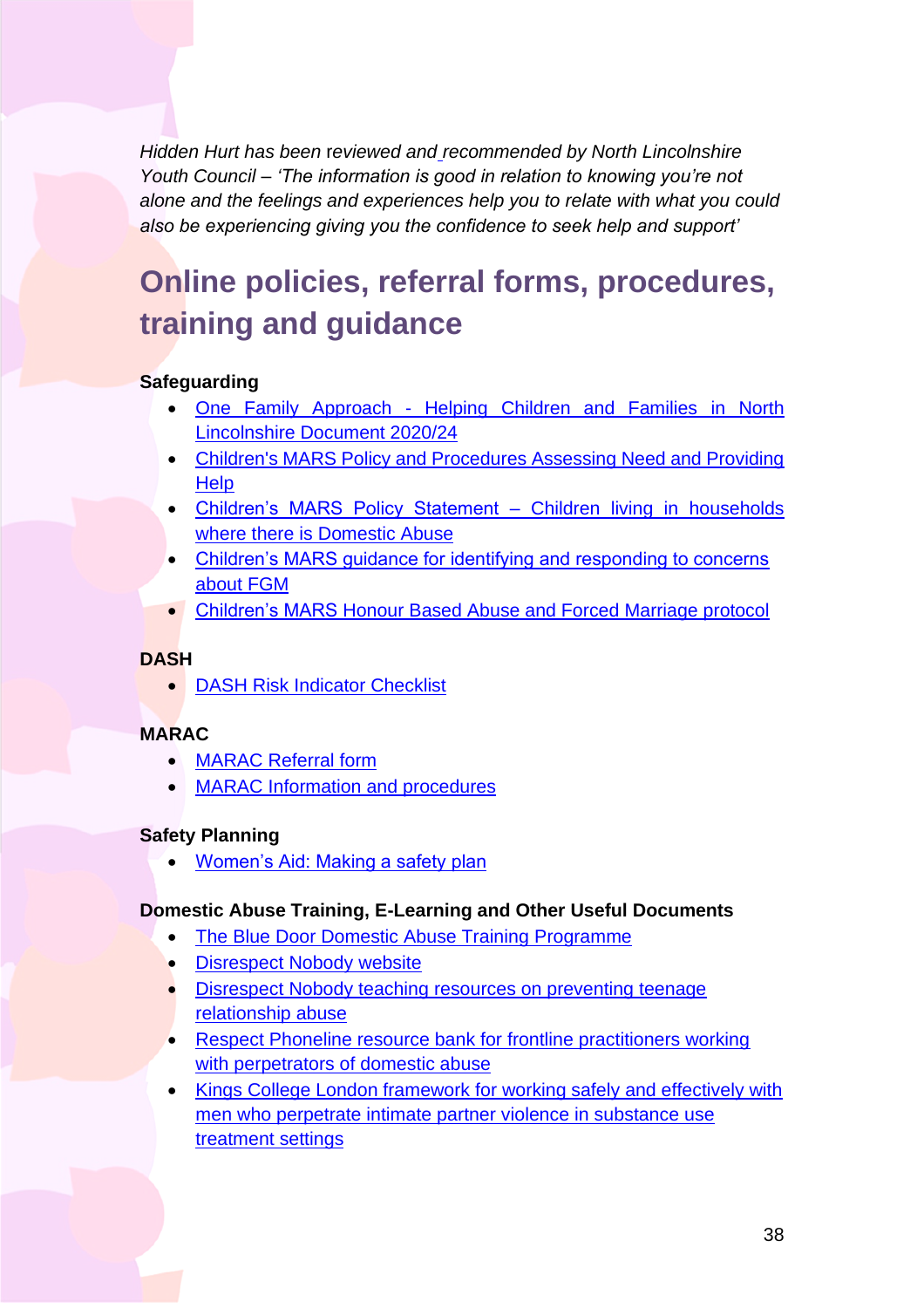*Hidden Hurt has been reviewed and recommended by North Lincolnshire Youth Council – 'The information is good in relation to knowing you're not alone and the feelings and experiences help you to relate with what you could also be experiencing giving you the confidence to seek help and support'*

# Online policies, referral forms, procedures, training and guidance

**Safeguarding**

- One Family Approach - Helping Children and Families in North Lincolnshire Document 2020/24
- Children's MARS Policy and Procedures Assessing Need and Providing Help
- Children's MARS Policy Statement – Children living in households where there is Domestic Abuse
- Children's MARS guidance for identifying and responding to concerns about FGM
- Children's MARS Honour Based Abuse and Forced Marriage protocol

**DASH**

- DASH Risk Indicator Checklist

**MARAC**

- MARAC Referral form
- MARAC Information and procedures

**Safety Planning**

- Women's Aid: Making a safety plan

**Domestic Abuse Training, E-Learning and Other Useful Documents**

- The Blue Door Domestic Abuse Training Programme
- Disrespect Nobody website
- Disrespect Nobody teaching resources on preventing teenage relationship abuse
- Respect Phoneline resource bank for frontline practitioners working with perpetrators of domestic abuse
- Kings College London framework for working safely and effectively with men who perpetrate intimate partner violence in substance use treatment settings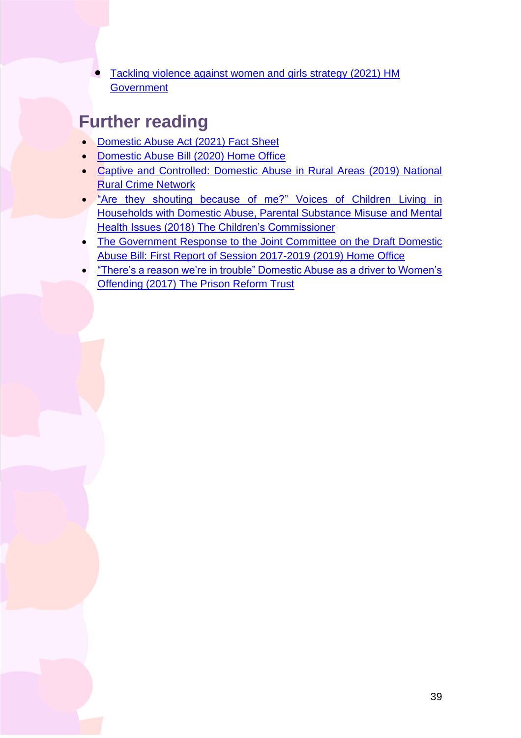- Tackling violence against women and girls strategy (2021) HM Government

## Further reading

- Domestic Abuse Act (2021) Fact Sheet
- Domestic Abuse Bill (2020) Home Office
- Captive and Controlled: Domestic Abuse in Rural Areas (2019) National Rural Crime Network
- "Are they shouting because of me?" Voices of Children Living in Households with Domestic Abuse, Parental Substance Misuse and Mental Health Issues (2018) The Children's Commissioner
- The Government Response to the Joint Committee on the Draft Domestic Abuse Bill: First Report of Session 2017-2019 (2019) Home Office
- "There's a reason we're in trouble" Domestic Abuse as a driver to Women's Offending (2017) The Prison Reform Trust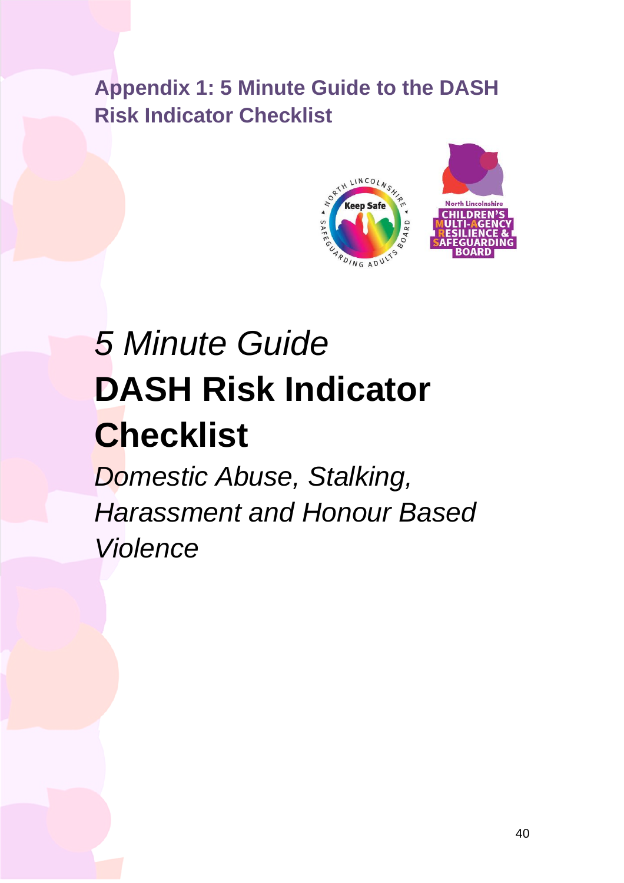## Appendix 1: 5 Minute Guide to the DASH Risk Indicator Checklist

*5 Minute Guide*

# DASH Risk Indicator Checklist

*Domestic Abuse, Stalking, Harassment and Honour Based Violence*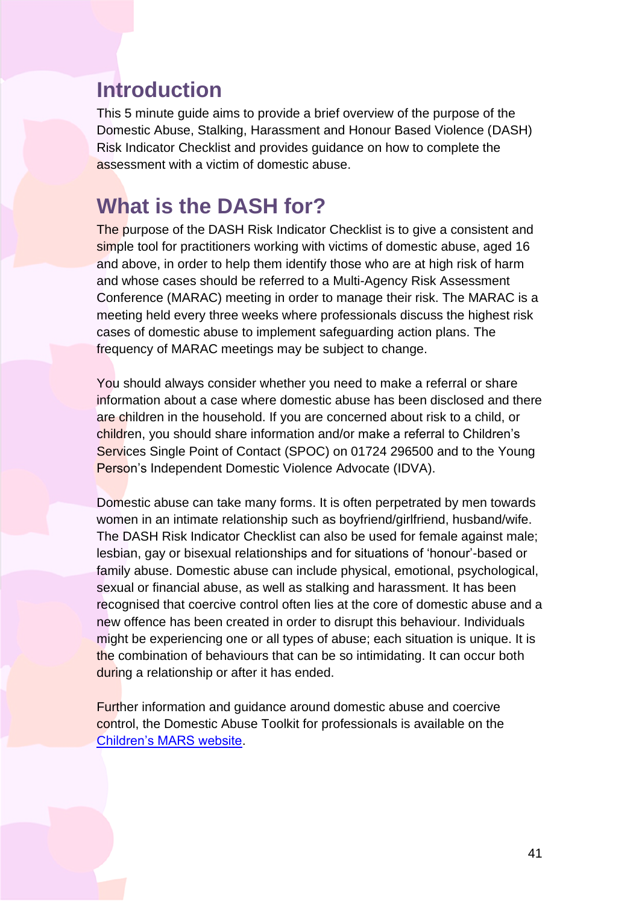## Introduction

This 5 minute guide aims to provide a brief overview of the purpose of the Domestic Abuse, Stalking, Harassment and Honour Based Violence (DASH) Risk Indicator Checklist and provides guidance on how to complete the assessment with a victim of domestic abuse.

## What is the DASH for?

The purpose of the DASH Risk Indicator Checklist is to give a consistent and simple tool for practitioners working with victims of domestic abuse, aged 16 and above, in order to help them identify those who are at high risk of harm and whose cases should be referred to a Multi-Agency Risk Assessment Conference (MARAC) meeting in order to manage their risk. The MARAC is a meeting held every three weeks where professionals discuss the highest risk cases of domestic abuse to implement safeguarding action plans. The frequency of MARAC meetings may be subject to change.

You should always consider whether you need to make a referral or share information about a case where domestic abuse has been disclosed and there are children in the household. If you are concerned about risk to a child, or children, you should share information and/or make a referral to Children's Services Single Point of Contact (SPOC) on 01724 296500 and to the Young Person's Independent Domestic Violence Advocate (IDVA).

Domestic abuse can take many forms. It is often perpetrated by men towards women in an intimate relationship such as boyfriend/girlfriend, husband/wife. The DASH Risk Indicator Checklist can also be used for female against male; lesbian, gay or bisexual relationships and for situations of 'honour'-based or family abuse. Domestic abuse can include physical, emotional, psychological, sexual or financial abuse, as well as stalking and harassment. It has been recognised that coercive control often lies at the core of domestic abuse and a new offence has been created in order to disrupt this behaviour. Individuals might be experiencing one or all types of abuse; each situation is unique. It is the combination of behaviours that can be so intimidating. It can occur both during a relationship or after it has ended.

Further information and guidance around domestic abuse and coercive control, the Domestic Abuse Toolkit for professionals is available on the [Children's MARS website](Children's MARS website).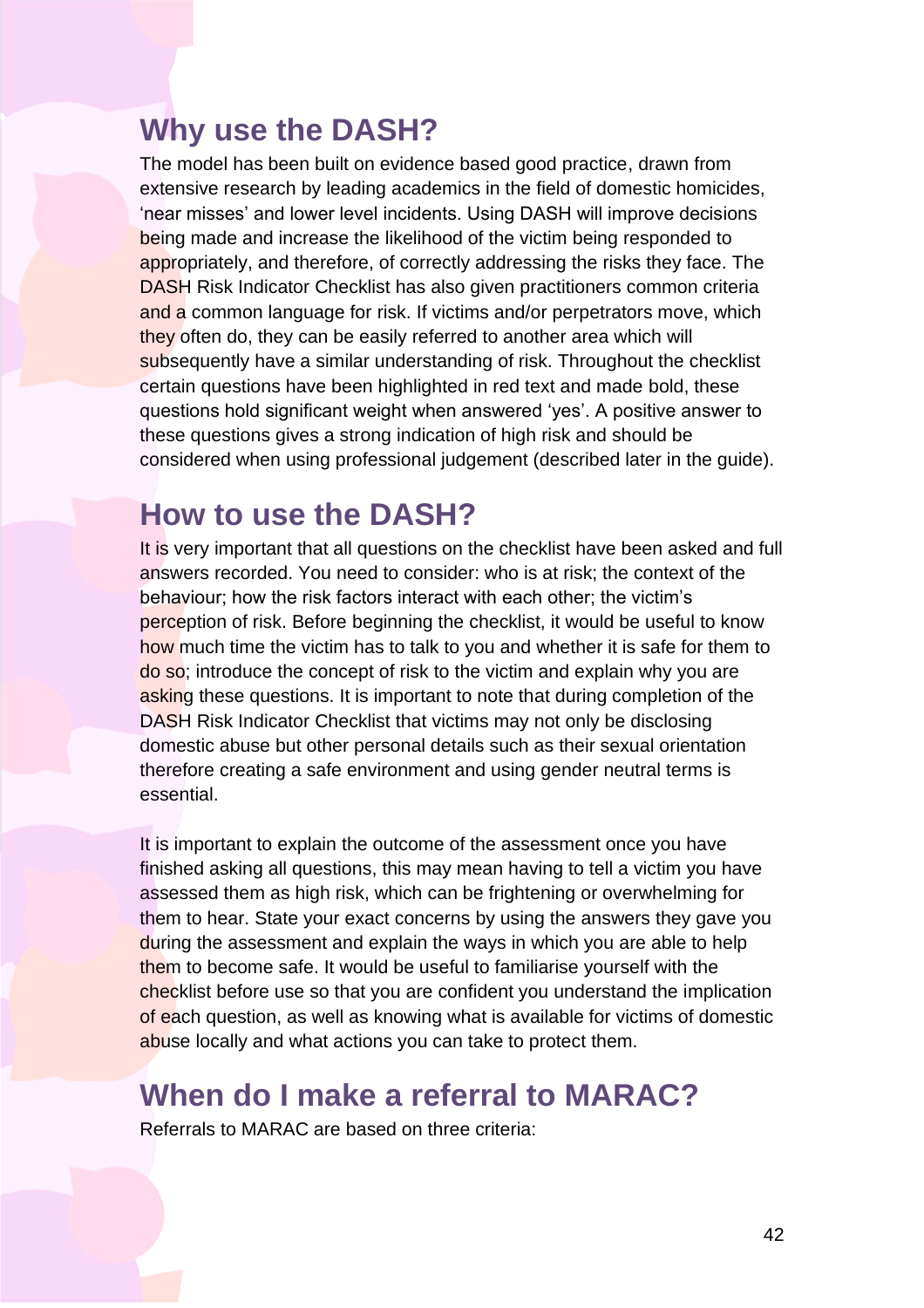## Why use the DASH?

The model has been built on evidence based good practice, drawn from extensive research by leading academics in the field of domestic homicides, 'near misses' and lower level incidents. Using DASH will improve decisions being made and increase the likelihood of the victim being responded to appropriately, and therefore, of correctly addressing the risks they face. The DASH Risk Indicator Checklist has also given practitioners common criteria and a common language for risk. If victims and/or perpetrators move, which they often do, they can be easily referred to another area which will subsequently have a similar understanding of risk. Throughout the checklist certain questions have been highlighted in red text and made bold, these questions hold significant weight when answered 'yes'. A positive answer to these questions gives a strong indication of high risk and should be considered when using professional judgement (described later in the guide).

## How to use the DASH?

It is very important that all questions on the checklist have been asked and full answers recorded. You need to consider: who is at risk; the context of the behaviour; how the risk factors interact with each other; the victim's perception of risk. Before beginning the checklist, it would be useful to know how much time the victim has to talk to you and whether it is safe for them to do so; introduce the concept of risk to the victim and explain why you are asking these questions. It is important to note that during completion of the DASH Risk Indicator Checklist that victims may not only be disclosing domestic abuse but other personal details such as their sexual orientation therefore creating a safe environment and using gender neutral terms is essential.

It is important to explain the outcome of the assessment once you have finished asking all questions, this may mean having to tell a victim you have assessed them as high risk, which can be frightening or overwhelming for them to hear. State your exact concerns by using the answers they gave you during the assessment and explain the ways in which you are able to help them to become safe. It would be useful to familiarise yourself with the checklist before use so that you are confident you understand the implication of each question, as well as knowing what is available for victims of domestic abuse locally and what actions you can take to protect them.

## When do I make a referral to MARAC?

Referrals to MARAC are based on three criteria: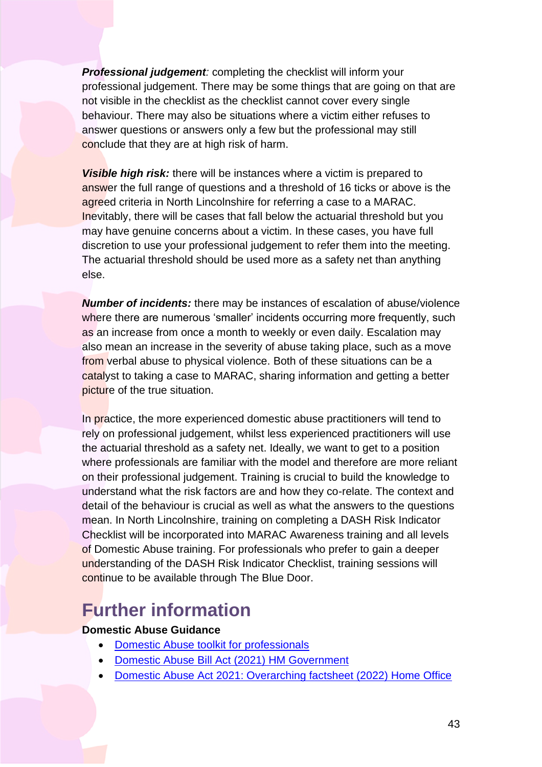***Professional judgement**:* completing the checklist will inform your professional judgement. There may be some things that are going on that are not visible in the checklist as the checklist cannot cover every single behaviour. There may also be situations where a victim either refuses to answer questions or answers only a few but the professional may still conclude that they are at high risk of harm.

***Visible high risk:*** there will be instances where a victim is prepared to answer the full range of questions and a threshold of 16 ticks or above is the agreed criteria in North Lincolnshire for referring a case to a MARAC. Inevitably, there will be cases that fall below the actuarial threshold but you may have genuine concerns about a victim. In these cases, you have full discretion to use your professional judgement to refer them into the meeting. The actuarial threshold should be used more as a safety net than anything else.

***Number of incidents:*** there may be instances of escalation of abuse/violence where there are numerous 'smaller' incidents occurring more frequently, such as an increase from once a month to weekly or even daily. Escalation may also mean an increase in the severity of abuse taking place, such as a move from verbal abuse to physical violence. Both of these situations can be a catalyst to taking a case to MARAC, sharing information and getting a better picture of the true situation.

In practice, the more experienced domestic abuse practitioners will tend to rely on professional judgement, whilst less experienced practitioners will use the actuarial threshold as a safety net. Ideally, we want to get to a position where professionals are familiar with the model and therefore are more reliant on their professional judgement. Training is crucial to build the knowledge to understand what the risk factors are and how they co-relate. The context and detail of the behaviour is crucial as well as what the answers to the questions mean. In North Lincolnshire, training on completing a DASH Risk Indicator Checklist will be incorporated into MARAC Awareness training and all levels of Domestic Abuse training. For professionals who prefer to gain a deeper understanding of the DASH Risk Indicator Checklist, training sessions will continue to be available through The Blue Door.

# Further information

**Domestic Abuse Guidance**

- Domestic Abuse toolkit for professionals
- Domestic Abuse Bill Act (2021) HM Government
- Domestic Abuse Act 2021: Overarching factsheet (2022) Home Office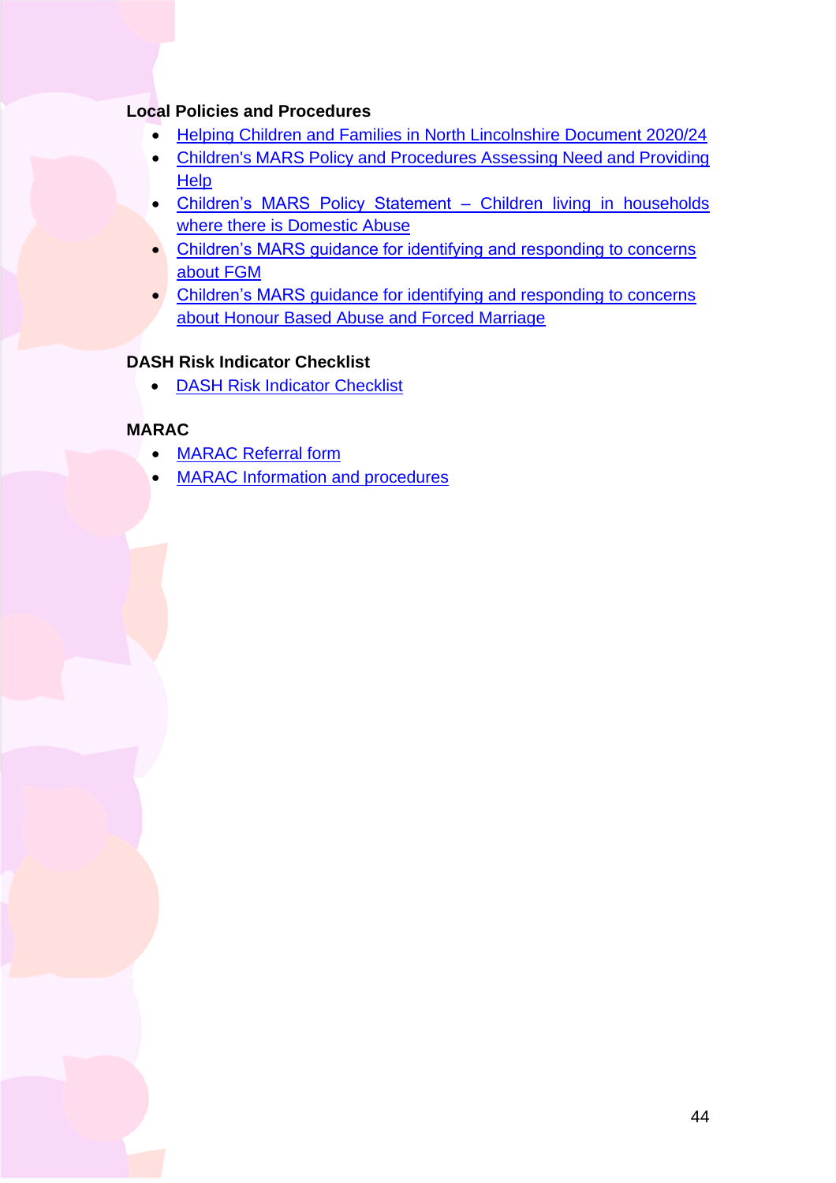**Local Policies and Procedures**

- Helping Children and Families in North Lincolnshire Document 2020/24
- Children's MARS Policy and Procedures Assessing Need and Providing Help
- Children's MARS Policy Statement – Children living in households where there is Domestic Abuse
- Children's MARS guidance for identifying and responding to concerns about FGM
- Children's MARS guidance for identifying and responding to concerns about Honour Based Abuse and Forced Marriage

**DASH Risk Indicator Checklist**

- DASH Risk Indicator Checklist

**MARAC**

- MARAC Referral form
- MARAC Information and procedures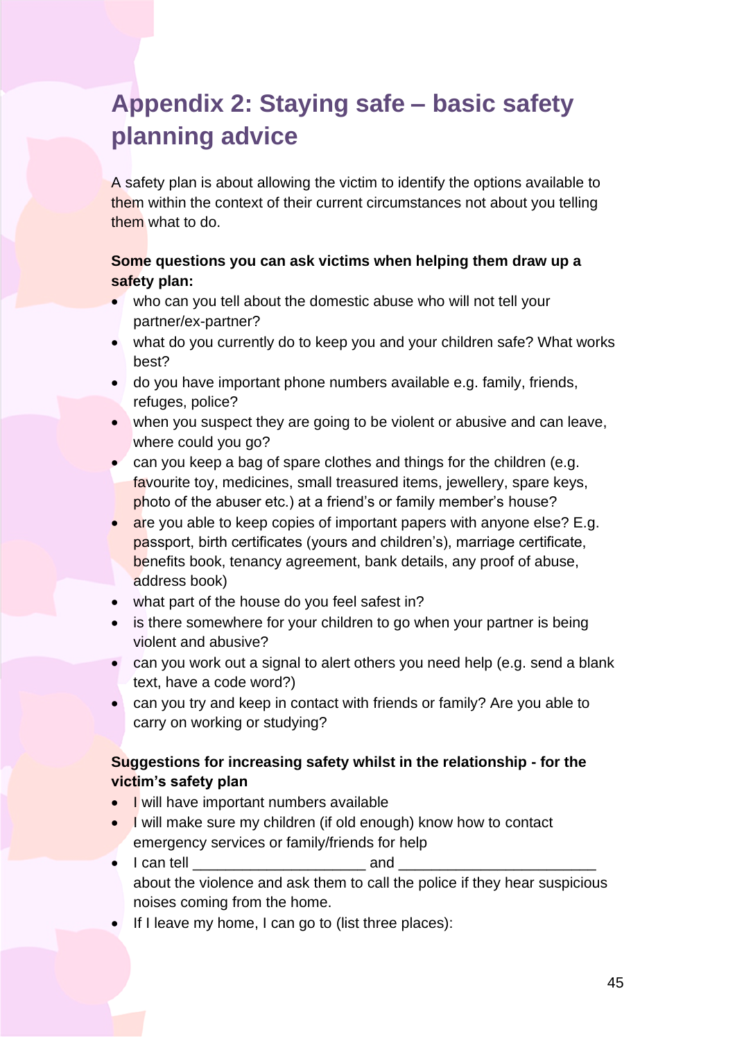# Appendix 2: Staying safe – basic safety planning advice

A safety plan is about allowing the victim to identify the options available to them within the context of their current circumstances not about you telling them what to do.

**Some questions you can ask victims when helping them draw up a safety plan:**

- who can you tell about the domestic abuse who will not tell your partner/ex-partner?
- what do you currently do to keep you and your children safe? What works best?
- do you have important phone numbers available e.g. family, friends, refuges, police?
- when you suspect they are going to be violent or abusive and can leave, where could you go?
- can you keep a bag of spare clothes and things for the children (e.g. favourite toy, medicines, small treasured items, jewellery, spare keys, photo of the abuser etc.) at a friend's or family member's house?
- are you able to keep copies of important papers with anyone else? E.g. passport, birth certificates (yours and children's), marriage certificate, benefits book, tenancy agreement, bank details, any proof of abuse, address book)
- what part of the house do you feel safest in?
- is there somewhere for your children to go when your partner is being violent and abusive?
- can you work out a signal to alert others you need help (e.g. send a blank text, have a code word?)
- can you try and keep in contact with friends or family? Are you able to carry on working or studying?

**Suggestions for increasing safety whilst in the relationship - for the victim's safety plan**

- I will have important numbers available
- I will make sure my children (if old enough) know how to contact emergency services or family/friends for help
- I can tell ______________________ and _________________________ about the violence and ask them to call the police if they hear suspicious noises coming from the home.
- If I leave my home, I can go to (list three places):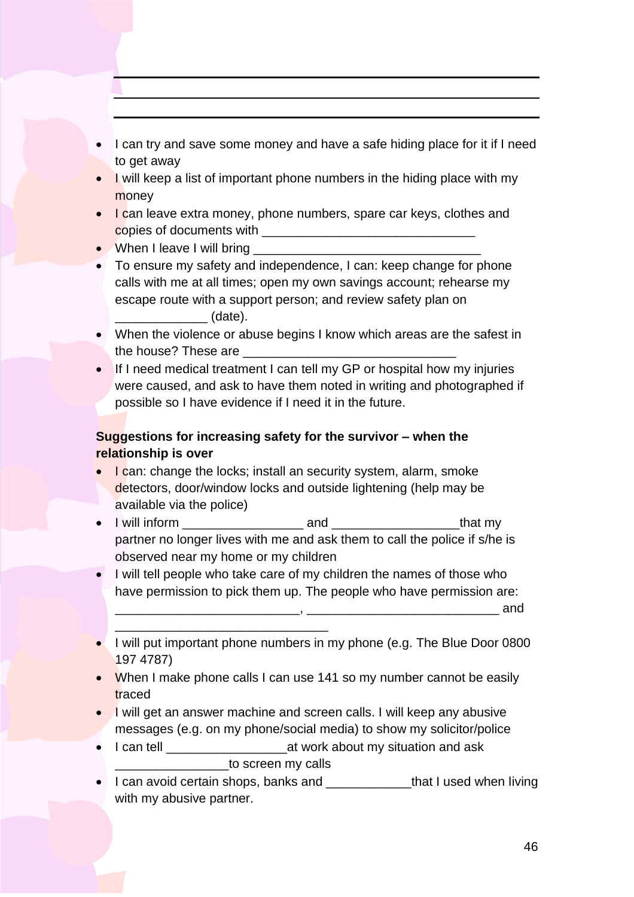______________________________________________

______________________________________________

______________________________________________

- I can try and save some money and have a safe hiding place for it if I need to get away
- I will keep a list of important phone numbers in the hiding place with my money
- I can leave extra money, phone numbers, spare car keys, clothes and copies of documents with ______________________________
- When I leave I will bring ________________________________
- To ensure my safety and independence, I can: keep change for phone calls with me at all times; open my own savings account; rehearse my escape route with a support person; and review safety plan on _____________ (date).
- When the violence or abuse begins I know which areas are the safest in the house? These are ______________________________
- If I need medical treatment I can tell my GP or hospital how my injuries were caused, and ask to have them noted in writing and photographed if possible so I have evidence if I need it in the future.

**Suggestions for increasing safety for the survivor – when the relationship is over**

- I can: change the locks; install an security system, alarm, smoke detectors, door/window locks and outside lightening (help may be available via the police)
- I will inform _________________ and __________________that my partner no longer lives with me and ask them to call the police if s/he is observed near my home or my children
- I will tell people who take care of my children the names of those who have permission to pick them up. The people who have permission are: __________________________, ___________________________ and ______________________________
- I will put important phone numbers in my phone (e.g. The Blue Door 0800 197 4787)
- When I make phone calls I can use 141 so my number cannot be easily traced
- I will get an answer machine and screen calls. I will keep any abusive messages (e.g. on my phone/social media) to show my solicitor/police
- I can tell _________________at work about my situation and ask ________________to screen my calls
- I can avoid certain shops, banks and ____________that I used when living with my abusive partner.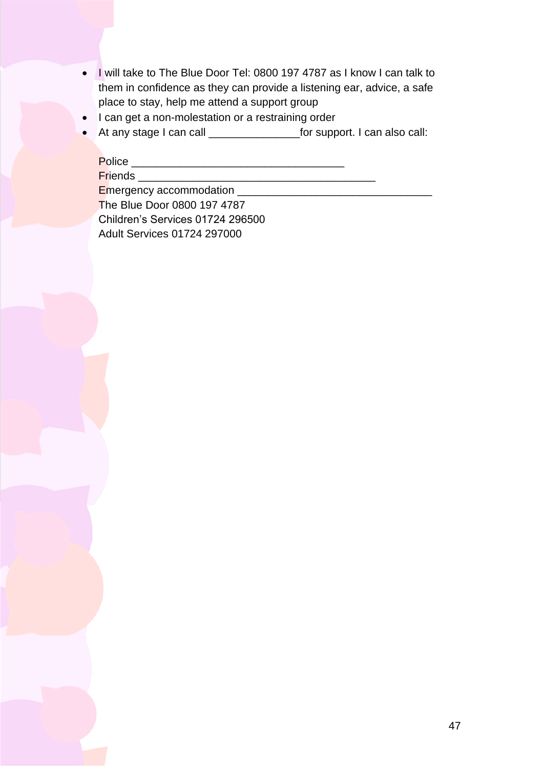- I will take to The Blue Door Tel: 0800 197 4787 as I know I can talk to them in confidence as they can provide a listening ear, advice, a safe place to stay, help me attend a support group
- I can get a non-molestation or a restraining order
- At any stage I can call _______________for support. I can also call:

  Police ___________________________________
  Friends ______________________________________
  Emergency accommodation ________________________________
  The Blue Door 0800 197 4787
  Children's Services 01724 296500
  Adult Services 01724 297000